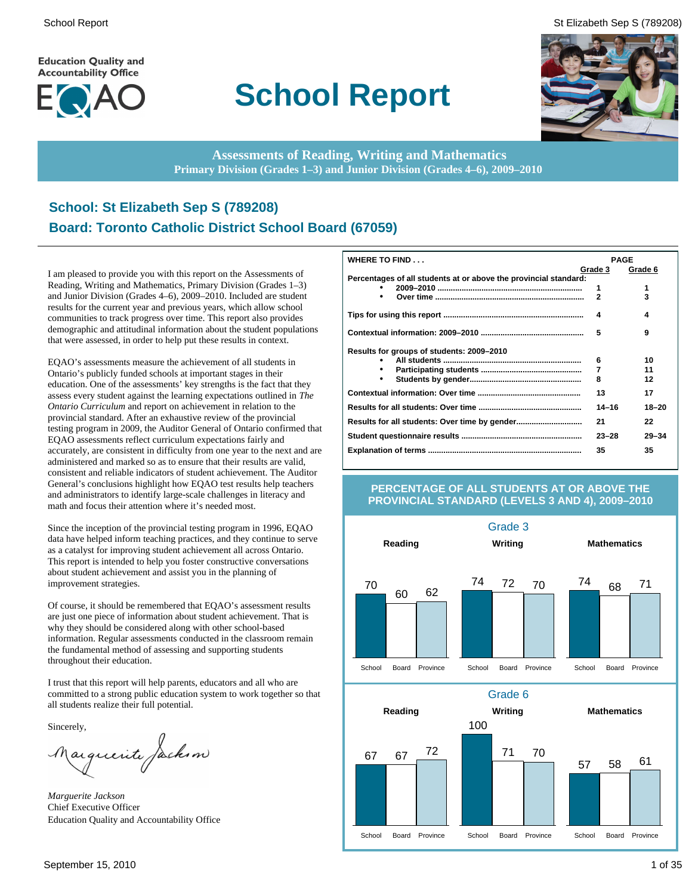Education Quality and Accountability Office

EQAO

# School Report

**Assessments of Reading, Writing and Mathematics**
**Primary Division (Grades 1–3) and Junior Division (Grades 4–6), 2009–2010**

## School: St Elizabeth Sep S (789208)
## Board: Toronto Catholic District School Board (67059)

I am pleased to provide you with this report on the Assessments of Reading, Writing and Mathematics, Primary Division (Grades 1–3) and Junior Division (Grades 4–6), 2009–2010. Included are student results for the current year and previous years, which allow school communities to track progress over time. This report also provides demographic and attitudinal information about the student populations that were assessed, in order to help put these results in context.

EQAO's assessments measure the achievement of all students in Ontario's publicly funded schools at important stages in their education. One of the assessments' key strengths is the fact that they assess every student against the learning expectations outlined in *The Ontario Curriculum* and report on achievement in relation to the provincial standard. After an exhaustive review of the provincial testing program in 2009, the Auditor General of Ontario confirmed that EQAO assessments reflect curriculum expectations fairly and accurately, are consistent in difficulty from one year to the next and are administered and marked so as to ensure that their results are valid, consistent and reliable indicators of student achievement. The Auditor General's conclusions highlight how EQAO test results help teachers and administrators to identify large-scale challenges in literacy and math and focus their attention where it's needed most.

Since the inception of the provincial testing program in 1996, EQAO data have helped inform teaching practices, and they continue to serve as a catalyst for improving student achievement all across Ontario. This report is intended to help you foster constructive conversations about student achievement and assist you in the planning of improvement strategies.

Of course, it should be remembered that EQAO's assessment results are just one piece of information about student achievement. That is why they should be considered along with other school-based information. Regular assessments conducted in the classroom remain the fundamental method of assessing and supporting students throughout their education.

I trust that this report will help parents, educators and all who are committed to a strong public education system to work together so that all students realize their full potential.

Sincerely,

*Marguerite Jackson*
Chief Executive Officer
Education Quality and Accountability Office

| WHERE TO FIND . . . | PAGE Grade 3 | PAGE Grade 6 |
|---|---|---|
| **Percentages of all students at or above the provincial standard:** | | |
| • 2009–2010 | 1 | 1 |
| • Over time | 2 | 3 |
| **Tips for using this report** | 4 | 4 |
| **Contextual information: 2009–2010** | 5 | 9 |
| **Results for groups of students: 2009–2010** | | |
| • All students | 6 | 10 |
| • Participating students | 7 | 11 |
| • Students by gender | 8 | 12 |
| **Contextual information: Over time** | 13 | 17 |
| **Results for all students: Over time** | 14–16 | 18–20 |
| **Results for all students: Over time by gender** | 21 | 22 |
| **Student questionnaire results** | 23–28 | 29–34 |
| **Explanation of terms** | 35 | 35 |

### PERCENTAGE OF ALL STUDENTS AT OR ABOVE THE PROVINCIAL STANDARD (LEVELS 3 AND 4), 2009–2010

**Grade 3**

| | School | Board | Province |
|---|---|---|---|
| Reading | 70 | 60 | 62 |
| Writing | 74 | 72 | 70 |
| Mathematics | 74 | 68 | 71 |

**Grade 6**

| | School | Board | Province |
|---|---|---|---|
| Reading | 67 | 67 | 72 |
| Writing | 100 | 71 | 70 |
| Mathematics | 57 | 58 | 61 |

September 15, 2010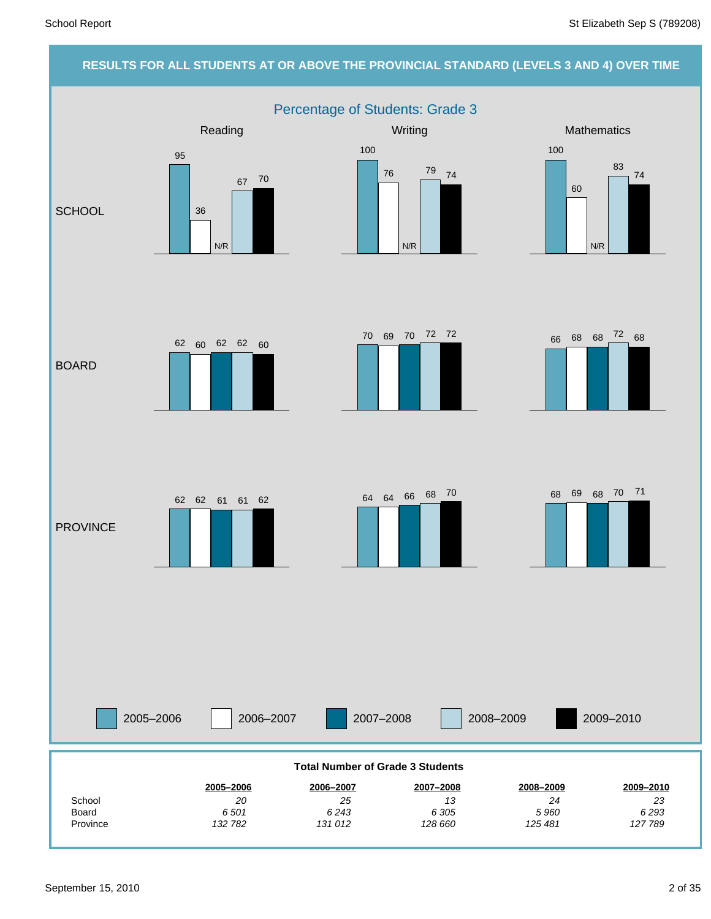## RESULTS FOR ALL STUDENTS AT OR ABOVE THE PROVINCIAL STANDARD (LEVELS 3 AND 4) OVER TIME

### Percentage of Students: Grade 3

| | Subject | 2005–2006 | 2006–2007 | 2007–2008 | 2008–2009 | 2009–2010 |
|---|---|---|---|---|---|---|
| SCHOOL | Reading | 95 | 36 | N/R | 67 | 70 |
| | Writing | 100 | 76 | N/R | 79 | 74 |
| | Mathematics | 100 | 60 | N/R | 83 | 74 |
| BOARD | Reading | 62 | 60 | 62 | 62 | 60 |
| | Writing | 70 | 69 | 70 | 72 | 72 |
| | Mathematics | 66 | 68 | 68 | 72 | 68 |
| PROVINCE | Reading | 62 | 62 | 61 | 61 | 62 |
| | Writing | 64 | 64 | 66 | 68 | 70 |
| | Mathematics | 68 | 69 | 68 | 70 | 71 |

**Total Number of Grade 3 Students**

| | 2005–2006 | 2006–2007 | 2007–2008 | 2008–2009 | 2009–2010 |
|---|---|---|---|---|---|
| School | *20* | *25* | *13* | *24* | *23* |
| Board | *6 501* | *6 243* | *6 305* | *5 960* | *6 293* |
| Province | *132 782* | *131 012* | *128 660* | *125 481* | *127 789* |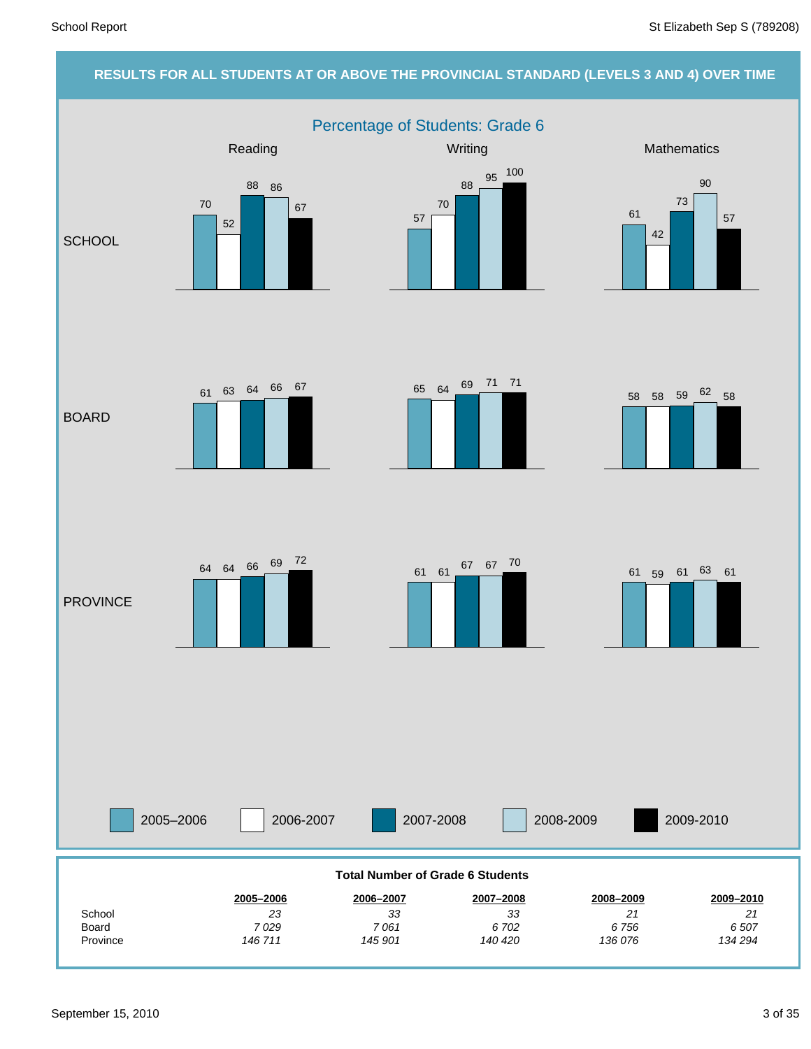## RESULTS FOR ALL STUDENTS AT OR ABOVE THE PROVINCIAL STANDARD (LEVELS 3 AND 4) OVER TIME

### Percentage of Students: Grade 6

| | Year | Reading | Writing | Mathematics |
|---|---|---|---|---|
| SCHOOL | 2005–2006 | 70 | 57 | 61 |
| | 2006-2007 | 52 | 70 | 42 |
| | 2007-2008 | 88 | 88 | 73 |
| | 2008-2009 | 86 | 95 | 90 |
| | 2009-2010 | 67 | 100 | 57 |
| BOARD | 2005–2006 | 61 | 65 | 58 |
| | 2006-2007 | 63 | 64 | 58 |
| | 2007-2008 | 64 | 69 | 59 |
| | 2008-2009 | 66 | 71 | 62 |
| | 2009-2010 | 67 | 71 | 58 |
| PROVINCE | 2005–2006 | 64 | 61 | 61 |
| | 2006-2007 | 64 | 61 | 59 |
| | 2007-2008 | 66 | 67 | 61 |
| | 2008-2009 | 69 | 67 | 63 |
| | 2009-2010 | 72 | 70 | 61 |

**Total Number of Grade 6 Students**

| | 2005–2006 | 2006–2007 | 2007–2008 | 2008–2009 | 2009–2010 |
|---|---|---|---|---|---|
| School | *23* | *33* | *33* | *21* | *21* |
| Board | *7 029* | *7 061* | *6 702* | *6 756* | *6 507* |
| Province | *146 711* | *145 901* | *140 420* | *136 076* | *134 294* |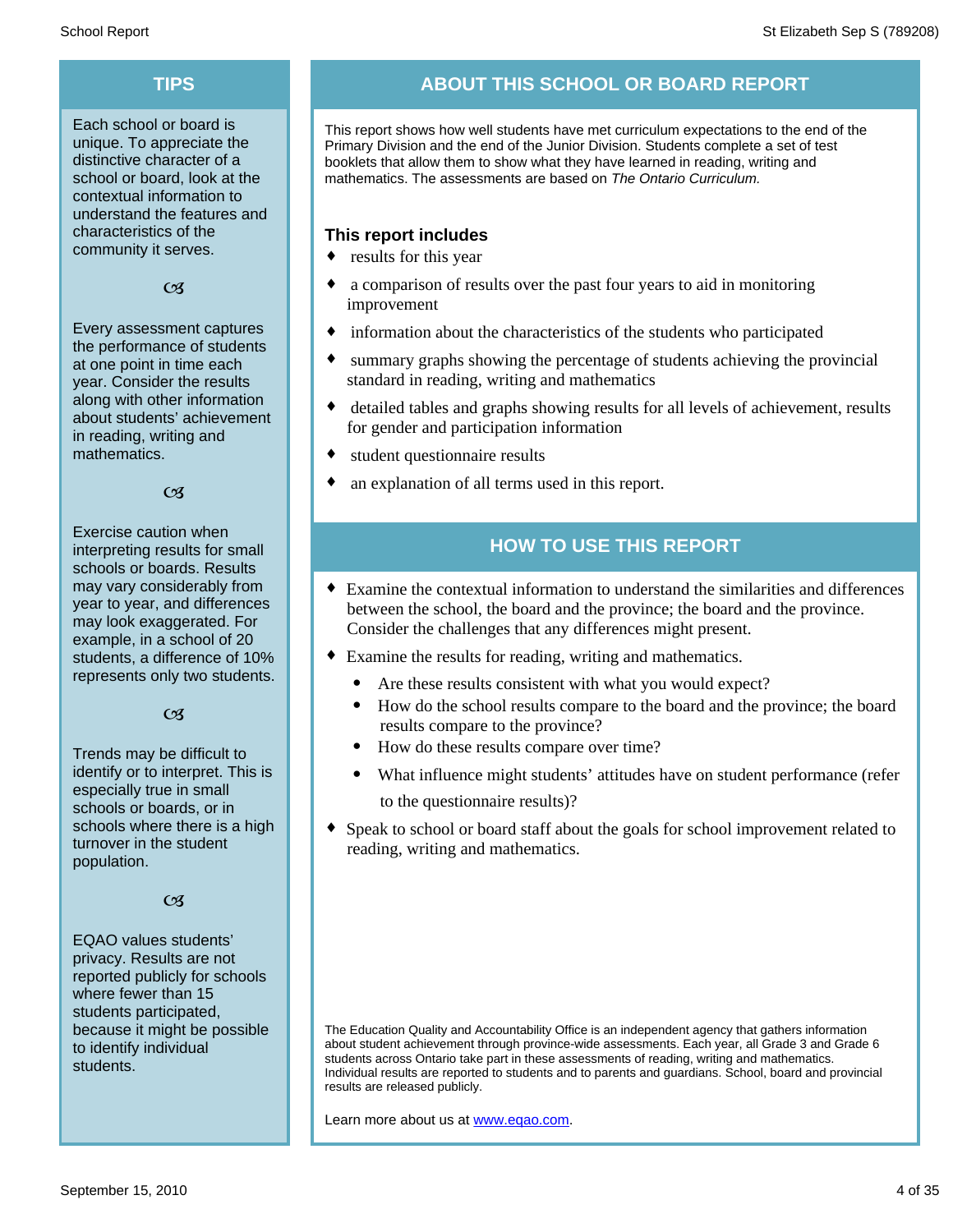## TIPS

Each school or board is unique. To appreciate the distinctive character of a school or board, look at the contextual information to understand the features and characteristics of the community it serves.

Every assessment captures the performance of students at one point in time each year. Consider the results along with other information about students' achievement in reading, writing and mathematics.

Exercise caution when interpreting results for small schools or boards. Results may vary considerably from year to year, and differences may look exaggerated. For example, in a school of 20 students, a difference of 10% represents only two students.

Trends may be difficult to identify or to interpret. This is especially true in small schools or boards, or in schools where there is a high turnover in the student population.

EQAO values students' privacy. Results are not reported publicly for schools where fewer than 15 students participated, because it might be possible to identify individual students.

## ABOUT THIS SCHOOL OR BOARD REPORT

This report shows how well students have met curriculum expectations to the end of the Primary Division and the end of the Junior Division. Students complete a set of test booklets that allow them to show what they have learned in reading, writing and mathematics. The assessments are based on *The Ontario Curriculum.*

### This report includes

- results for this year
- a comparison of results over the past four years to aid in monitoring improvement
- information about the characteristics of the students who participated
- summary graphs showing the percentage of students achieving the provincial standard in reading, writing and mathematics
- detailed tables and graphs showing results for all levels of achievement, results for gender and participation information
- student questionnaire results
- an explanation of all terms used in this report.

## HOW TO USE THIS REPORT

- Examine the contextual information to understand the similarities and differences between the school, the board and the province; the board and the province. Consider the challenges that any differences might present.
- Examine the results for reading, writing and mathematics.
  - Are these results consistent with what you would expect?
  - How do the school results compare to the board and the province; the board results compare to the province?
  - How do these results compare over time?
  - What influence might students' attitudes have on student performance (refer to the questionnaire results)?
- Speak to school or board staff about the goals for school improvement related to reading, writing and mathematics.

The Education Quality and Accountability Office is an independent agency that gathers information about student achievement through province-wide assessments. Each year, all Grade 3 and Grade 6 students across Ontario take part in these assessments of reading, writing and mathematics. Individual results are reported to students and to parents and guardians. School, board and provincial results are released publicly.

Learn more about us at [www.eqao.com](http://www.eqao.com).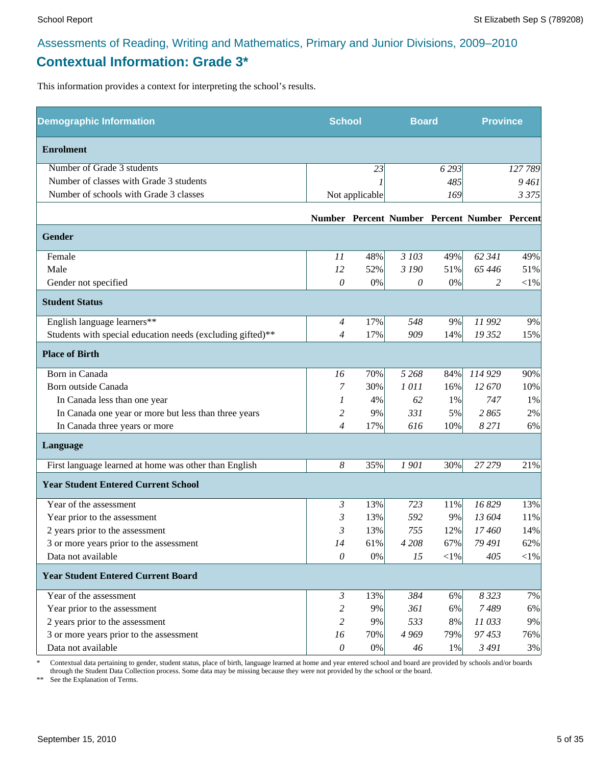Assessments of Reading, Writing and Mathematics, Primary and Junior Divisions, 2009–2010

## Contextual Information: Grade 3*

This information provides a context for interpreting the school's results.

| Demographic Information | School | | Board | | Province | |
|---|---|---|---|---|---|---|
| **Enrolment** | | | | | | |
| Number of Grade 3 students | | 23 | | 6 293 | | 127 789 |
| Number of classes with Grade 3 students | | 1 | | 485 | | 9 461 |
| Number of schools with Grade 3 classes | | Not applicable | | 169 | | 3 375 |
| | **Number** | **Percent** | **Number** | **Percent** | **Number** | **Percent** |
| **Gender** | | | | | | |
| Female | 11 | 48% | 3 103 | 49% | 62 341 | 49% |
| Male | 12 | 52% | 3 190 | 51% | 65 446 | 51% |
| Gender not specified | 0 | 0% | 0 | 0% | 2 | <1% |
| **Student Status** | | | | | | |
| English language learners** | 4 | 17% | 548 | 9% | 11 992 | 9% |
| Students with special education needs (excluding gifted)** | 4 | 17% | 909 | 14% | 19 352 | 15% |
| **Place of Birth** | | | | | | |
| Born in Canada | 16 | 70% | 5 268 | 84% | 114 929 | 90% |
| Born outside Canada | 7 | 30% | 1 011 | 16% | 12 670 | 10% |
| In Canada less than one year | 1 | 4% | 62 | 1% | 747 | 1% |
| In Canada one year or more but less than three years | 2 | 9% | 331 | 5% | 2 865 | 2% |
| In Canada three years or more | 4 | 17% | 616 | 10% | 8 271 | 6% |
| **Language** | | | | | | |
| First language learned at home was other than English | 8 | 35% | 1 901 | 30% | 27 279 | 21% |
| **Year Student Entered Current School** | | | | | | |
| Year of the assessment | 3 | 13% | 723 | 11% | 16 829 | 13% |
| Year prior to the assessment | 3 | 13% | 592 | 9% | 13 604 | 11% |
| 2 years prior to the assessment | 3 | 13% | 755 | 12% | 17 460 | 14% |
| 3 or more years prior to the assessment | 14 | 61% | 4 208 | 67% | 79 491 | 62% |
| Data not available | 0 | 0% | 15 | <1% | 405 | <1% |
| **Year Student Entered Current Board** | | | | | | |
| Year of the assessment | 3 | 13% | 384 | 6% | 8 323 | 7% |
| Year prior to the assessment | 2 | 9% | 361 | 6% | 7 489 | 6% |
| 2 years prior to the assessment | 2 | 9% | 533 | 8% | 11 033 | 9% |
| 3 or more years prior to the assessment | 16 | 70% | 4 969 | 79% | 97 453 | 76% |
| Data not available | 0 | 0% | 46 | 1% | 3 491 | 3% |

\* Contextual data pertaining to gender, student status, place of birth, language learned at home and year entered school and board are provided by schools and/or boards through the Student Data Collection process. Some data may be missing because they were not provided by the school or the board.

** See the Explanation of Terms.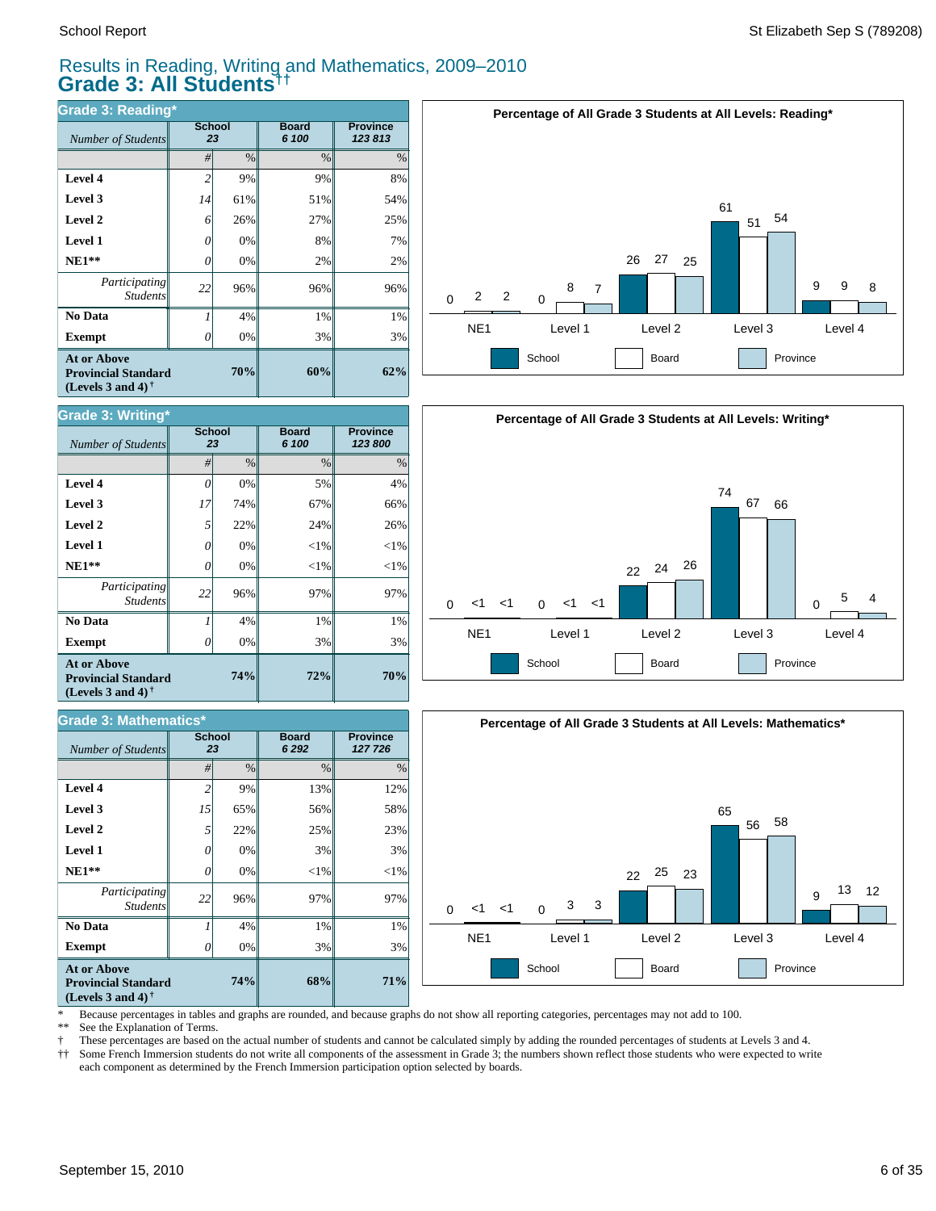## Results in Reading, Writing and Mathematics, 2009–2010

# Grade 3: All Students††

### Grade 3: Reading*

| *Number of Students* | School 23 | | Board 6 100 | Province 123 813 |
|---|---|---|---|---|
| | # | % | % | % |
| **Level 4** | 2 | 9% | 9% | 8% |
| **Level 3** | 14 | 61% | 51% | 54% |
| **Level 2** | 6 | 26% | 27% | 25% |
| **Level 1** | 0 | 0% | 8% | 7% |
| **NE1**** | 0 | 0% | 2% | 2% |
| *Participating Students* | 22 | 96% | 96% | 96% |
| **No Data** | 1 | 4% | 1% | 1% |
| **Exempt** | 0 | 0% | 3% | 3% |
| **At or Above Provincial Standard (Levels 3 and 4)†** | | **70%** | **60%** | **62%** |

**Percentage of All Grade 3 Students at All Levels: Reading***

| | NE1 | Level 1 | Level 2 | Level 3 | Level 4 |
|---|---|---|---|---|---|
| School | 0 | 0 | 26 | 61 | 9 |
| Board | 2 | 8 | 27 | 51 | 9 |
| Province | 2 | 7 | 25 | 54 | 8 |

### Grade 3: Writing*

| *Number of Students* | School 23 | | Board 6 100 | Province 123 800 |
|---|---|---|---|---|
| | # | % | % | % |
| **Level 4** | 0 | 0% | 5% | 4% |
| **Level 3** | 17 | 74% | 67% | 66% |
| **Level 2** | 5 | 22% | 24% | 26% |
| **Level 1** | 0 | 0% | <1% | <1% |
| **NE1**** | 0 | 0% | <1% | <1% |
| *Participating Students* | 22 | 96% | 97% | 97% |
| **No Data** | 1 | 4% | 1% | 1% |
| **Exempt** | 0 | 0% | 3% | 3% |
| **At or Above Provincial Standard (Levels 3 and 4)†** | | **74%** | **72%** | **70%** |

**Percentage of All Grade 3 Students at All Levels: Writing***

| | NE1 | Level 1 | Level 2 | Level 3 | Level 4 |
|---|---|---|---|---|---|
| School | 0 | 0 | 22 | 74 | 0 |
| Board | <1 | <1 | 24 | 67 | 5 |
| Province | <1 | <1 | 26 | 66 | 4 |

### Grade 3: Mathematics*

| *Number of Students* | School 23 | | Board 6 292 | Province 127 726 |
|---|---|---|---|---|
| | # | % | % | % |
| **Level 4** | 2 | 9% | 13% | 12% |
| **Level 3** | 15 | 65% | 56% | 58% |
| **Level 2** | 5 | 22% | 25% | 23% |
| **Level 1** | 0 | 0% | 3% | 3% |
| **NE1**** | 0 | 0% | <1% | <1% |
| *Participating Students* | 22 | 96% | 97% | 97% |
| **No Data** | 1 | 4% | 1% | 1% |
| **Exempt** | 0 | 0% | 3% | 3% |
| **At or Above Provincial Standard (Levels 3 and 4)†** | | **74%** | **68%** | **71%** |

**Percentage of All Grade 3 Students at All Levels: Mathematics***

| | NE1 | Level 1 | Level 2 | Level 3 | Level 4 |
|---|---|---|---|---|---|
| School | 0 | 0 | 22 | 65 | 9 |
| Board | <1 | 3 | 25 | 56 | 13 |
| Province | <1 | 3 | 23 | 58 | 12 |

\* Because percentages in tables and graphs are rounded, and because graphs do not show all reporting categories, percentages may not add to 100.
** See the Explanation of Terms.
† These percentages are based on the actual number of students and cannot be calculated simply by adding the rounded percentages of students at Levels 3 and 4.
†† Some French Immersion students do not write all components of the assessment in Grade 3; the numbers shown reflect those students who were expected to write each component as determined by the French Immersion participation option selected by boards.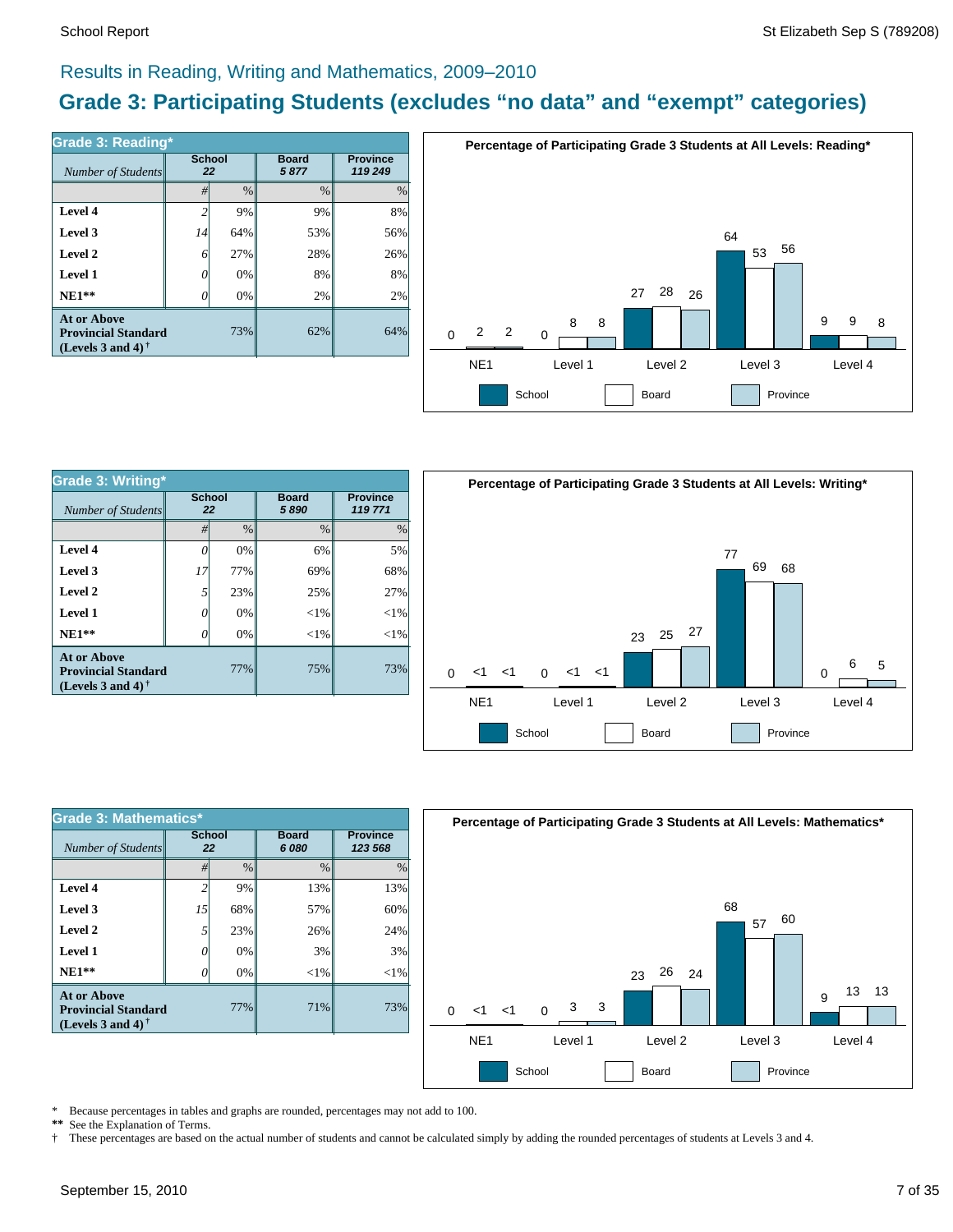## Results in Reading, Writing and Mathematics, 2009–2010

# Grade 3: Participating Students (excludes "no data" and "exempt" categories)

**Grade 3: Reading***

| *Number of Students* | School 22 | | Board 5 877 | Province 119 249 |
|---|---|---|---|---|
| | # | % | % | % |
| **Level 4** | 2 | 9% | 9% | 8% |
| **Level 3** | 14 | 64% | 53% | 56% |
| **Level 2** | 6 | 27% | 28% | 26% |
| **Level 1** | 0 | 0% | 8% | 8% |
| **NE1**** | 0 | 0% | 2% | 2% |
| **At or Above Provincial Standard (Levels 3 and 4)** † | | 73% | 62% | 64% |

**Percentage of Participating Grade 3 Students at All Levels: Reading***

| | School | Board | Province |
|---|---|---|---|
| NE1 | 0 | 2 | 2 |
| Level 1 | 0 | 8 | 8 |
| Level 2 | 27 | 28 | 26 |
| Level 3 | 64 | 53 | 56 |
| Level 4 | 9 | 9 | 8 |

**Grade 3: Writing***

| *Number of Students* | School 22 | | Board 5 890 | Province 119 771 |
|---|---|---|---|---|
| | # | % | % | % |
| **Level 4** | 0 | 0% | 6% | 5% |
| **Level 3** | 17 | 77% | 69% | 68% |
| **Level 2** | 5 | 23% | 25% | 27% |
| **Level 1** | 0 | 0% | <1% | <1% |
| **NE1**** | 0 | 0% | <1% | <1% |
| **At or Above Provincial Standard (Levels 3 and 4)** † | | 77% | 75% | 73% |

**Percentage of Participating Grade 3 Students at All Levels: Writing***

| | School | Board | Province |
|---|---|---|---|
| NE1 | 0 | <1 | <1 |
| Level 1 | 0 | <1 | <1 |
| Level 2 | 23 | 25 | 27 |
| Level 3 | 77 | 69 | 68 |
| Level 4 | 0 | 6 | 5 |

**Grade 3: Mathematics***

| *Number of Students* | School 22 | | Board 6 080 | Province 123 568 |
|---|---|---|---|---|
| | # | % | % | % |
| **Level 4** | 2 | 9% | 13% | 13% |
| **Level 3** | 15 | 68% | 57% | 60% |
| **Level 2** | 5 | 23% | 26% | 24% |
| **Level 1** | 0 | 0% | 3% | 3% |
| **NE1**** | 0 | 0% | <1% | <1% |
| **At or Above Provincial Standard (Levels 3 and 4)** † | | 77% | 71% | 73% |

**Percentage of Participating Grade 3 Students at All Levels: Mathematics***

| | School | Board | Province |
|---|---|---|---|
| NE1 | 0 | <1 | <1 |
| Level 1 | 0 | 3 | 3 |
| Level 2 | 23 | 26 | 24 |
| Level 3 | 68 | 57 | 60 |
| Level 4 | 9 | 13 | 13 |

\* Because percentages in tables and graphs are rounded, percentages may not add to 100.

** See the Explanation of Terms.

† These percentages are based on the actual number of students and cannot be calculated simply by adding the rounded percentages of students at Levels 3 and 4.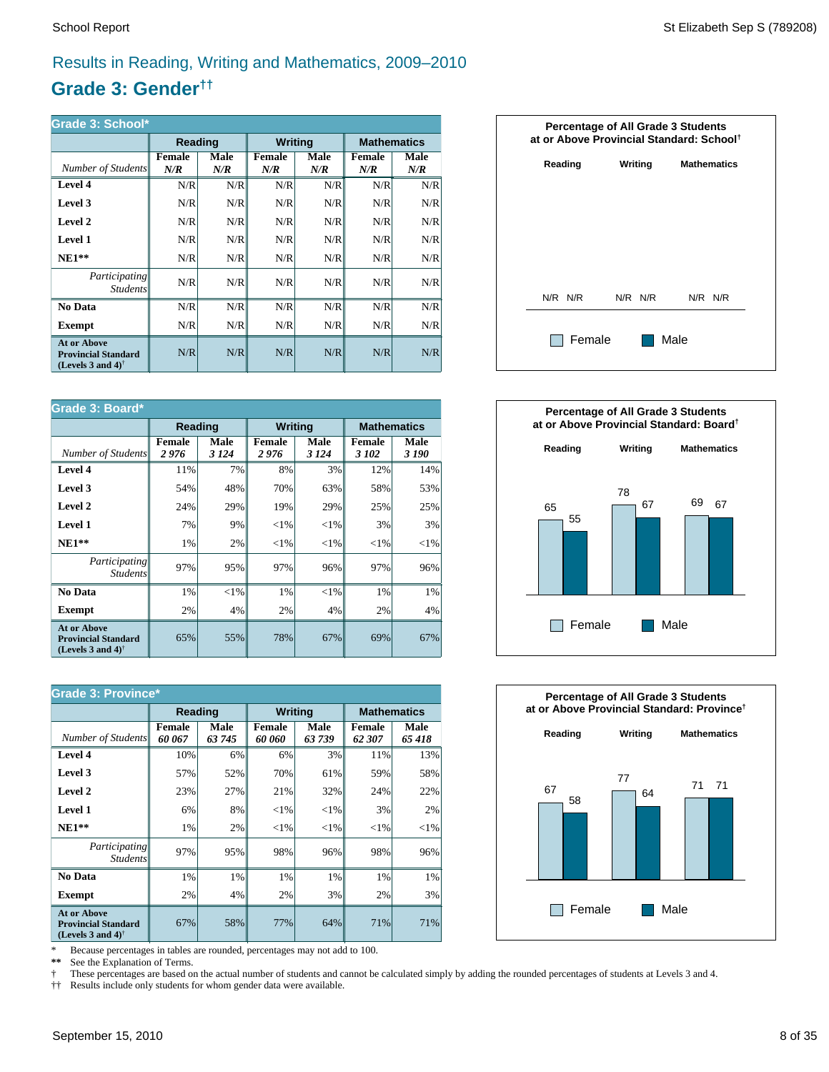# Results in Reading, Writing and Mathematics, 2009–2010

## Grade 3: Gender††

**Grade 3: School***

| | Reading | | Writing | | Mathematics | |
|---|---|---|---|---|---|---|
| *Number of Students* | **Female** *N/R* | **Male** *N/R* | **Female** *N/R* | **Male** *N/R* | **Female** *N/R* | **Male** *N/R* |
| **Level 4** | N/R | N/R | N/R | N/R | N/R | N/R |
| **Level 3** | N/R | N/R | N/R | N/R | N/R | N/R |
| **Level 2** | N/R | N/R | N/R | N/R | N/R | N/R |
| **Level 1** | N/R | N/R | N/R | N/R | N/R | N/R |
| **NE1**** | N/R | N/R | N/R | N/R | N/R | N/R |
| *Participating Students* | N/R | N/R | N/R | N/R | N/R | N/R |
| **No Data** | N/R | N/R | N/R | N/R | N/R | N/R |
| **Exempt** | N/R | N/R | N/R | N/R | N/R | N/R |
| **At or Above Provincial Standard (Levels 3 and 4)†** | N/R | N/R | N/R | N/R | N/R | N/R |

**Percentage of All Grade 3 Students at or Above Provincial Standard: School†**

| | Reading | Writing | Mathematics |
|---|---|---|---|
| Female | N/R | N/R | N/R |
| Male | N/R | N/R | N/R |

**Grade 3: Board***

| | Reading | | Writing | | Mathematics | |
|---|---|---|---|---|---|---|
| *Number of Students* | **Female** *2 976* | **Male** *3 124* | **Female** *2 976* | **Male** *3 124* | **Female** *3 102* | **Male** *3 190* |
| **Level 4** | 11% | 7% | 8% | 3% | 12% | 14% |
| **Level 3** | 54% | 48% | 70% | 63% | 58% | 53% |
| **Level 2** | 24% | 29% | 19% | 29% | 25% | 25% |
| **Level 1** | 7% | 9% | <1% | <1% | 3% | 3% |
| **NE1**** | 1% | 2% | <1% | <1% | <1% | <1% |
| *Participating Students* | 97% | 95% | 97% | 96% | 97% | 96% |
| **No Data** | 1% | <1% | 1% | <1% | 1% | 1% |
| **Exempt** | 2% | 4% | 2% | 4% | 2% | 4% |
| **At or Above Provincial Standard (Levels 3 and 4)†** | 65% | 55% | 78% | 67% | 69% | 67% |

**Percentage of All Grade 3 Students at or Above Provincial Standard: Board†**

| | Reading | Writing | Mathematics |
|---|---|---|---|
| Female | 65 | 78 | 69 |
| Male | 55 | 67 | 67 |

**Grade 3: Province***

| | Reading | | Writing | | Mathematics | |
|---|---|---|---|---|---|---|
| *Number of Students* | **Female** *60 067* | **Male** *63 745* | **Female** *60 060* | **Male** *63 739* | **Female** *62 307* | **Male** *65 418* |
| **Level 4** | 10% | 6% | 6% | 3% | 11% | 13% |
| **Level 3** | 57% | 52% | 70% | 61% | 59% | 58% |
| **Level 2** | 23% | 27% | 21% | 32% | 24% | 22% |
| **Level 1** | 6% | 8% | <1% | <1% | 3% | 2% |
| **NE1**** | 1% | 2% | <1% | <1% | <1% | <1% |
| *Participating Students* | 97% | 95% | 98% | 96% | 98% | 96% |
| **No Data** | 1% | 1% | 1% | 1% | 1% | 1% |
| **Exempt** | 2% | 4% | 2% | 3% | 2% | 3% |
| **At or Above Provincial Standard (Levels 3 and 4)†** | 67% | 58% | 77% | 64% | 71% | 71% |

**Percentage of All Grade 3 Students at or Above Provincial Standard: Province†**

| | Reading | Writing | Mathematics |
|---|---|---|---|
| Female | 67 | 77 | 71 |
| Male | 58 | 64 | 71 |

\* Because percentages in tables are rounded, percentages may not add to 100.
** See the Explanation of Terms.
† These percentages are based on the actual number of students and cannot be calculated simply by adding the rounded percentages of students at Levels 3 and 4.
†† Results include only students for whom gender data were available.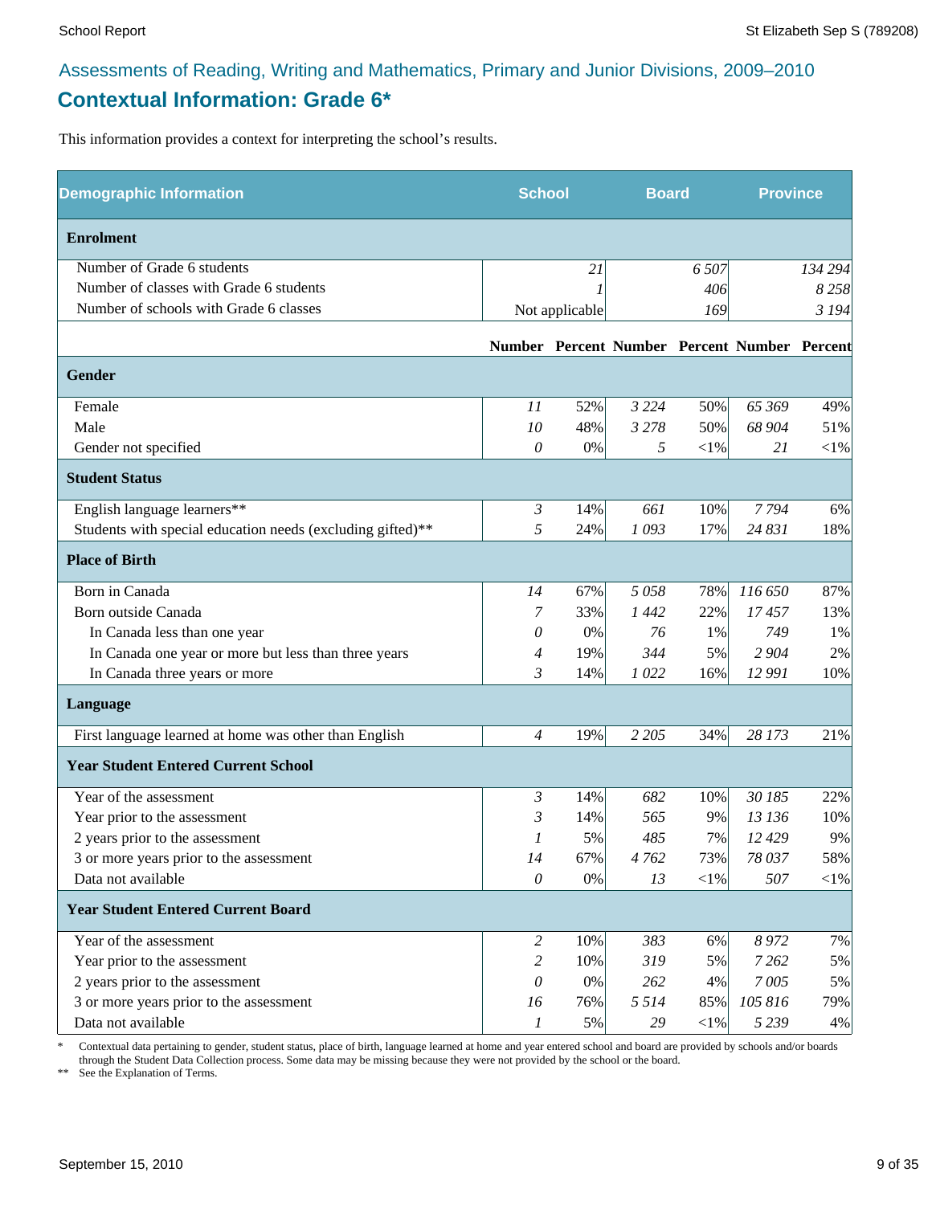Assessments of Reading, Writing and Mathematics, Primary and Junior Divisions, 2009–2010

## Contextual Information: Grade 6*

This information provides a context for interpreting the school's results.

| Demographic Information | School | | Board | | Province | |
|---|---|---|---|---|---|---|
| **Enrolment** | | | | | | |
| Number of Grade 6 students | | 21 | | 6 507 | | 134 294 |
| Number of classes with Grade 6 students | | 1 | | 406 | | 8 258 |
| Number of schools with Grade 6 classes | | Not applicable | | 169 | | 3 194 |
| | **Number** | **Percent** | **Number** | **Percent** | **Number** | **Percent** |
| **Gender** | | | | | | |
| Female | 11 | 52% | 3 224 | 50% | 65 369 | 49% |
| Male | 10 | 48% | 3 278 | 50% | 68 904 | 51% |
| Gender not specified | 0 | 0% | 5 | <1% | 21 | <1% |
| **Student Status** | | | | | | |
| English language learners** | 3 | 14% | 661 | 10% | 7 794 | 6% |
| Students with special education needs (excluding gifted)** | 5 | 24% | 1 093 | 17% | 24 831 | 18% |
| **Place of Birth** | | | | | | |
| Born in Canada | 14 | 67% | 5 058 | 78% | 116 650 | 87% |
| Born outside Canada | 7 | 33% | 1 442 | 22% | 17 457 | 13% |
| In Canada less than one year | 0 | 0% | 76 | 1% | 749 | 1% |
| In Canada one year or more but less than three years | 4 | 19% | 344 | 5% | 2 904 | 2% |
| In Canada three years or more | 3 | 14% | 1 022 | 16% | 12 991 | 10% |
| **Language** | | | | | | |
| First language learned at home was other than English | 4 | 19% | 2 205 | 34% | 28 173 | 21% |
| **Year Student Entered Current School** | | | | | | |
| Year of the assessment | 3 | 14% | 682 | 10% | 30 185 | 22% |
| Year prior to the assessment | 3 | 14% | 565 | 9% | 13 136 | 10% |
| 2 years prior to the assessment | 1 | 5% | 485 | 7% | 12 429 | 9% |
| 3 or more years prior to the assessment | 14 | 67% | 4 762 | 73% | 78 037 | 58% |
| Data not available | 0 | 0% | 13 | <1% | 507 | <1% |
| **Year Student Entered Current Board** | | | | | | |
| Year of the assessment | 2 | 10% | 383 | 6% | 8 972 | 7% |
| Year prior to the assessment | 2 | 10% | 319 | 5% | 7 262 | 5% |
| 2 years prior to the assessment | 0 | 0% | 262 | 4% | 7 005 | 5% |
| 3 or more years prior to the assessment | 16 | 76% | 5 514 | 85% | 105 816 | 79% |
| Data not available | 1 | 5% | 29 | <1% | 5 239 | 4% |

\* Contextual data pertaining to gender, student status, place of birth, language learned at home and year entered school and board are provided by schools and/or boards through the Student Data Collection process. Some data may be missing because they were not provided by the school or the board.

** See the Explanation of Terms.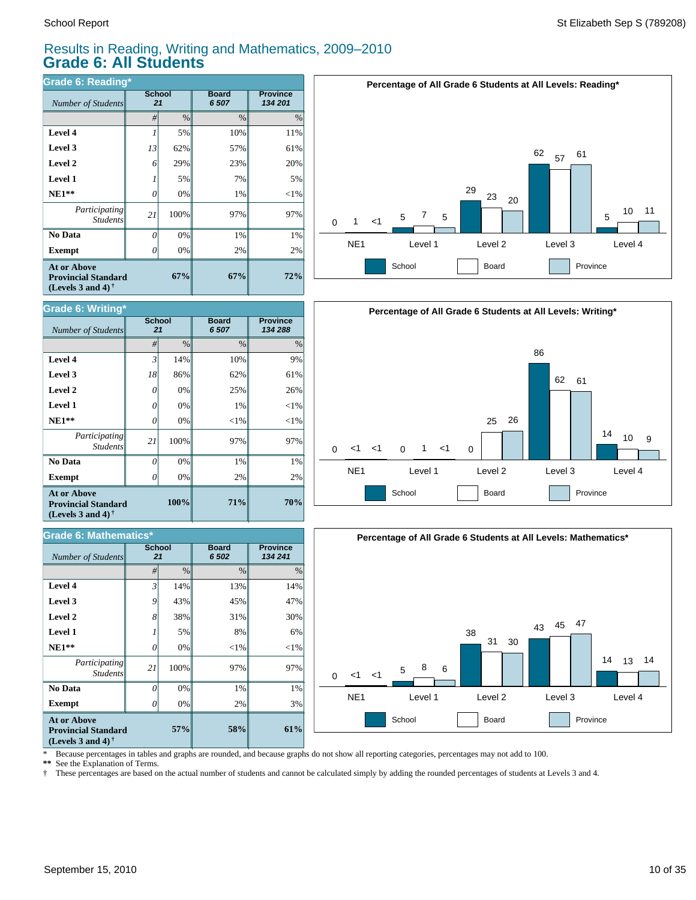# Results in Reading, Writing and Mathematics, 2009–2010

## Grade 6: All Students

### Grade 6: Reading*

| Number of Students | School 21 # | School 21 % | Board 6 507 % | Province 134 201 % |
|---|---|---|---|---|
| Level 4 | 1 | 5% | 10% | 11% |
| Level 3 | 13 | 62% | 57% | 61% |
| Level 2 | 6 | 29% | 23% | 20% |
| Level 1 | 1 | 5% | 7% | 5% |
| NE1** | 0 | 0% | 1% | <1% |
| Participating Students | 21 | 100% | 97% | 97% |
| No Data | 0 | 0% | 1% | 1% |
| Exempt | 0 | 0% | 2% | 2% |
| At or Above Provincial Standard (Levels 3 and 4)† | | 67% | 67% | 72% |

**Percentage of All Grade 6 Students at All Levels: Reading***

| | NE1 | Level 1 | Level 2 | Level 3 | Level 4 |
|---|---|---|---|---|---|
| School | 0 | 5 | 29 | 62 | 5 |
| Board | 1 | 7 | 23 | 57 | 10 |
| Province | <1 | 5 | 20 | 61 | 11 |

### Grade 6: Writing*

| Number of Students | School 21 # | School 21 % | Board 6 507 % | Province 134 288 % |
|---|---|---|---|---|
| Level 4 | 3 | 14% | 10% | 9% |
| Level 3 | 18 | 86% | 62% | 61% |
| Level 2 | 0 | 0% | 25% | 26% |
| Level 1 | 0 | 0% | 1% | <1% |
| NE1** | 0 | 0% | <1% | <1% |
| Participating Students | 21 | 100% | 97% | 97% |
| No Data | 0 | 0% | 1% | 1% |
| Exempt | 0 | 0% | 2% | 2% |
| At or Above Provincial Standard (Levels 3 and 4)† | | 100% | 71% | 70% |

**Percentage of All Grade 6 Students at All Levels: Writing***

| | NE1 | Level 1 | Level 2 | Level 3 | Level 4 |
|---|---|---|---|---|---|
| School | 0 | 0 | 0 | 86 | 14 |
| Board | <1 | 1 | 25 | 62 | 10 |
| Province | <1 | <1 | 26 | 61 | 9 |

### Grade 6: Mathematics*

| Number of Students | School 21 # | School 21 % | Board 6 502 % | Province 134 241 % |
|---|---|---|---|---|
| Level 4 | 3 | 14% | 13% | 14% |
| Level 3 | 9 | 43% | 45% | 47% |
| Level 2 | 8 | 38% | 31% | 30% |
| Level 1 | 1 | 5% | 8% | 6% |
| NE1** | 0 | 0% | <1% | <1% |
| Participating Students | 21 | 100% | 97% | 97% |
| No Data | 0 | 0% | 1% | 1% |
| Exempt | 0 | 0% | 2% | 3% |
| At or Above Provincial Standard (Levels 3 and 4)† | | 57% | 58% | 61% |

**Percentage of All Grade 6 Students at All Levels: Mathematics***

| | NE1 | Level 1 | Level 2 | Level 3 | Level 4 |
|---|---|---|---|---|---|
| School | 0 | 5 | 38 | 43 | 14 |
| Board | <1 | 8 | 31 | 45 | 13 |
| Province | <1 | 6 | 30 | 47 | 14 |

\* Because percentages in tables and graphs are rounded, and because graphs do not show all reporting categories, percentages may not add to 100.
** See the Explanation of Terms.
† These percentages are based on the actual number of students and cannot be calculated simply by adding the rounded percentages of students at Levels 3 and 4.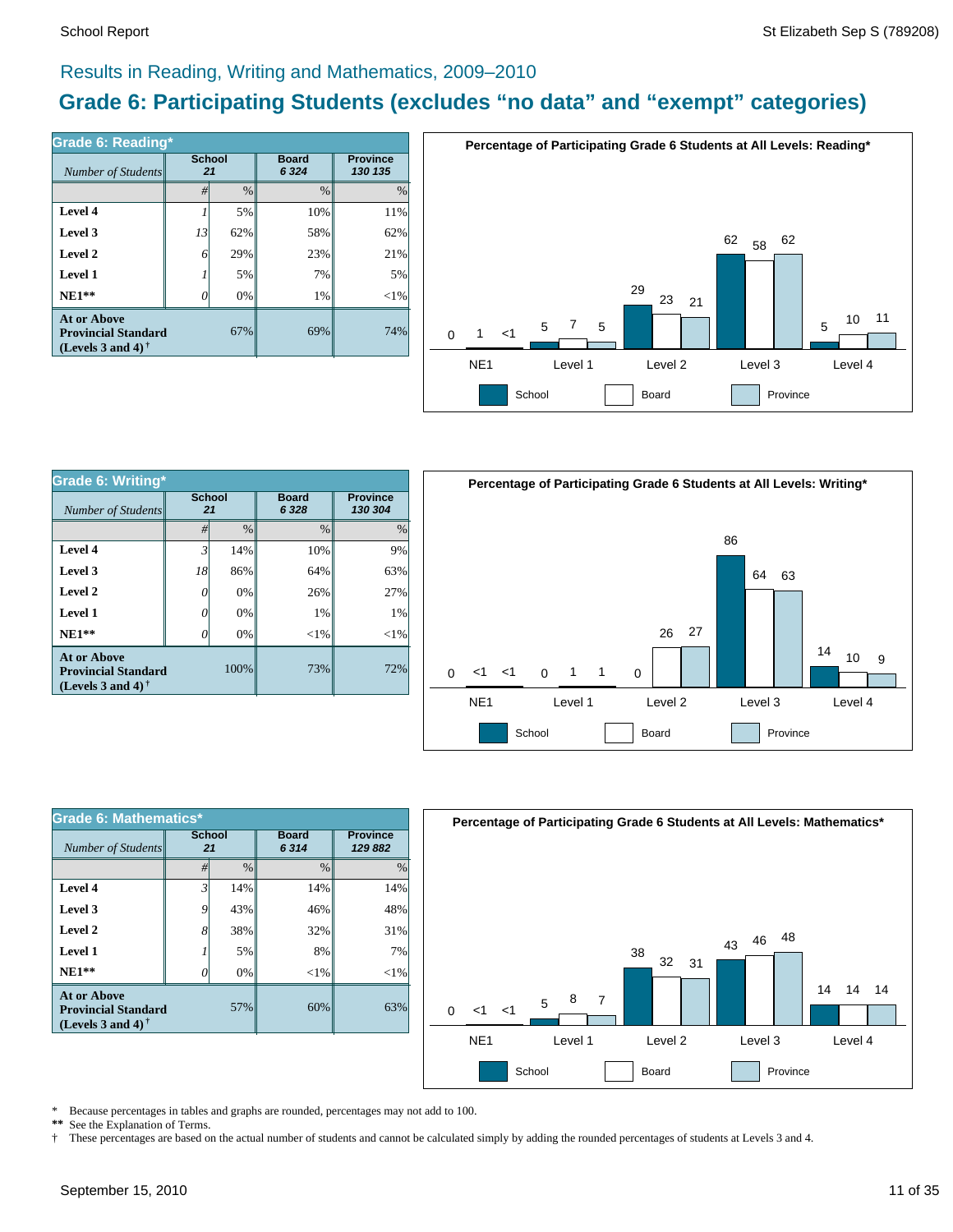## Results in Reading, Writing and Mathematics, 2009–2010

# Grade 6: Participating Students (excludes "no data" and "exempt" categories)

**Grade 6: Reading***

| *Number of Students* | School 21 | | Board 6 324 | Province 130 135 |
|---|---|---|---|---|
| | # | % | % | % |
| **Level 4** | 1 | 5% | 10% | 11% |
| **Level 3** | 13 | 62% | 58% | 62% |
| **Level 2** | 6 | 29% | 23% | 21% |
| **Level 1** | 1 | 5% | 7% | 5% |
| **NE1**** | 0 | 0% | 1% | <1% |
| **At or Above Provincial Standard (Levels 3 and 4)†** | | 67% | 69% | 74% |

**Percentage of Participating Grade 6 Students at All Levels: Reading***

| | School | Board | Province |
|---|---|---|---|
| NE1 | 0 | 1 | <1 |
| Level 1 | 5 | 7 | 5 |
| Level 2 | 29 | 23 | 21 |
| Level 3 | 62 | 58 | 62 |
| Level 4 | 5 | 10 | 11 |

**Grade 6: Writing***

| *Number of Students* | School 21 | | Board 6 328 | Province 130 304 |
|---|---|---|---|---|
| | # | % | % | % |
| **Level 4** | 3 | 14% | 10% | 9% |
| **Level 3** | 18 | 86% | 64% | 63% |
| **Level 2** | 0 | 0% | 26% | 27% |
| **Level 1** | 0 | 0% | 1% | 1% |
| **NE1**** | 0 | 0% | <1% | <1% |
| **At or Above Provincial Standard (Levels 3 and 4)†** | | 100% | 73% | 72% |

**Percentage of Participating Grade 6 Students at All Levels: Writing***

| | School | Board | Province |
|---|---|---|---|
| NE1 | 0 | <1 | <1 |
| Level 1 | 0 | 1 | 1 |
| Level 2 | 0 | 26 | 27 |
| Level 3 | 86 | 64 | 63 |
| Level 4 | 14 | 10 | 9 |

**Grade 6: Mathematics***

| *Number of Students* | School 21 | | Board 6 314 | Province 129 882 |
|---|---|---|---|---|
| | # | % | % | % |
| **Level 4** | 3 | 14% | 14% | 14% |
| **Level 3** | 9 | 43% | 46% | 48% |
| **Level 2** | 8 | 38% | 32% | 31% |
| **Level 1** | 1 | 5% | 8% | 7% |
| **NE1**** | 0 | 0% | <1% | <1% |
| **At or Above Provincial Standard (Levels 3 and 4)†** | | 57% | 60% | 63% |

**Percentage of Participating Grade 6 Students at All Levels: Mathematics***

| | School | Board | Province |
|---|---|---|---|
| NE1 | 0 | <1 | <1 |
| Level 1 | 5 | 8 | 7 |
| Level 2 | 38 | 32 | 31 |
| Level 3 | 43 | 46 | 48 |
| Level 4 | 14 | 14 | 14 |

\* Because percentages in tables and graphs are rounded, percentages may not add to 100.
** See the Explanation of Terms.
† These percentages are based on the actual number of students and cannot be calculated simply by adding the rounded percentages of students at Levels 3 and 4.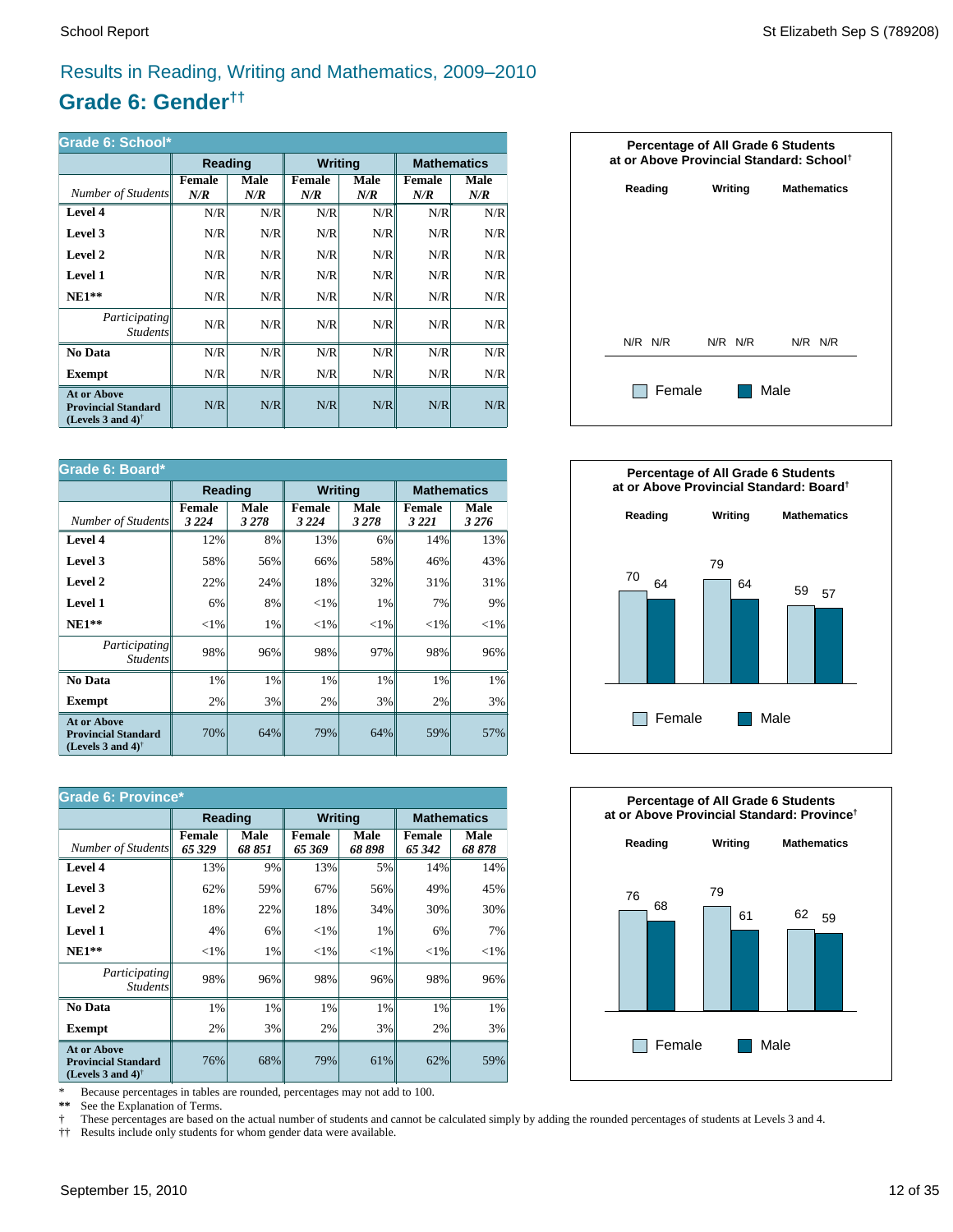## Results in Reading, Writing and Mathematics, 2009–2010

# Grade 6: Gender††

**Grade 6: School***

| | Reading | | Writing | | Mathematics | |
|---|---|---|---|---|---|---|
| *Number of Students* | **Female** *N/R* | **Male** *N/R* | **Female** *N/R* | **Male** *N/R* | **Female** *N/R* | **Male** *N/R* |
| **Level 4** | N/R | N/R | N/R | N/R | N/R | N/R |
| **Level 3** | N/R | N/R | N/R | N/R | N/R | N/R |
| **Level 2** | N/R | N/R | N/R | N/R | N/R | N/R |
| **Level 1** | N/R | N/R | N/R | N/R | N/R | N/R |
| **NE1**** | N/R | N/R | N/R | N/R | N/R | N/R |
| *Participating Students* | N/R | N/R | N/R | N/R | N/R | N/R |
| **No Data** | N/R | N/R | N/R | N/R | N/R | N/R |
| **Exempt** | N/R | N/R | N/R | N/R | N/R | N/R |
| **At or Above Provincial Standard (Levels 3 and 4)†** | N/R | N/R | N/R | N/R | N/R | N/R |

**Percentage of All Grade 6 Students at or Above Provincial Standard: School†**

| | Reading | Writing | Mathematics |
|---|---|---|---|
| Female | N/R | N/R | N/R |
| Male | N/R | N/R | N/R |

**Grade 6: Board***

| | Reading | | Writing | | Mathematics | |
|---|---|---|---|---|---|---|
| *Number of Students* | **Female** *3 224* | **Male** *3 278* | **Female** *3 224* | **Male** *3 278* | **Female** *3 221* | **Male** *3 276* |
| **Level 4** | 12% | 8% | 13% | 6% | 14% | 13% |
| **Level 3** | 58% | 56% | 66% | 58% | 46% | 43% |
| **Level 2** | 22% | 24% | 18% | 32% | 31% | 31% |
| **Level 1** | 6% | 8% | <1% | 1% | 7% | 9% |
| **NE1**** | <1% | 1% | <1% | <1% | <1% | <1% |
| *Participating Students* | 98% | 96% | 98% | 97% | 98% | 96% |
| **No Data** | 1% | 1% | 1% | 1% | 1% | 1% |
| **Exempt** | 2% | 3% | 2% | 3% | 2% | 3% |
| **At or Above Provincial Standard (Levels 3 and 4)†** | 70% | 64% | 79% | 64% | 59% | 57% |

**Percentage of All Grade 6 Students at or Above Provincial Standard: Board†**

| | Reading | Writing | Mathematics |
|---|---|---|---|
| Female | 70 | 79 | 59 |
| Male | 64 | 64 | 57 |

**Grade 6: Province***

| | Reading | | Writing | | Mathematics | |
|---|---|---|---|---|---|---|
| *Number of Students* | **Female** *65 329* | **Male** *68 851* | **Female** *65 369* | **Male** *68 898* | **Female** *65 342* | **Male** *68 878* |
| **Level 4** | 13% | 9% | 13% | 5% | 14% | 14% |
| **Level 3** | 62% | 59% | 67% | 56% | 49% | 45% |
| **Level 2** | 18% | 22% | 18% | 34% | 30% | 30% |
| **Level 1** | 4% | 6% | <1% | 1% | 6% | 7% |
| **NE1**** | <1% | 1% | <1% | <1% | <1% | <1% |
| *Participating Students* | 98% | 96% | 98% | 96% | 98% | 96% |
| **No Data** | 1% | 1% | 1% | 1% | 1% | 1% |
| **Exempt** | 2% | 3% | 2% | 3% | 2% | 3% |
| **At or Above Provincial Standard (Levels 3 and 4)†** | 76% | 68% | 79% | 61% | 62% | 59% |

**Percentage of All Grade 6 Students at or Above Provincial Standard: Province†**

| | Reading | Writing | Mathematics |
|---|---|---|---|
| Female | 76 | 79 | 62 |
| Male | 68 | 61 | 59 |

\* Because percentages in tables are rounded, percentages may not add to 100.
** See the Explanation of Terms.
† These percentages are based on the actual number of students and cannot be calculated simply by adding the rounded percentages of students at Levels 3 and 4.
†† Results include only students for whom gender data were available.

September 15, 2010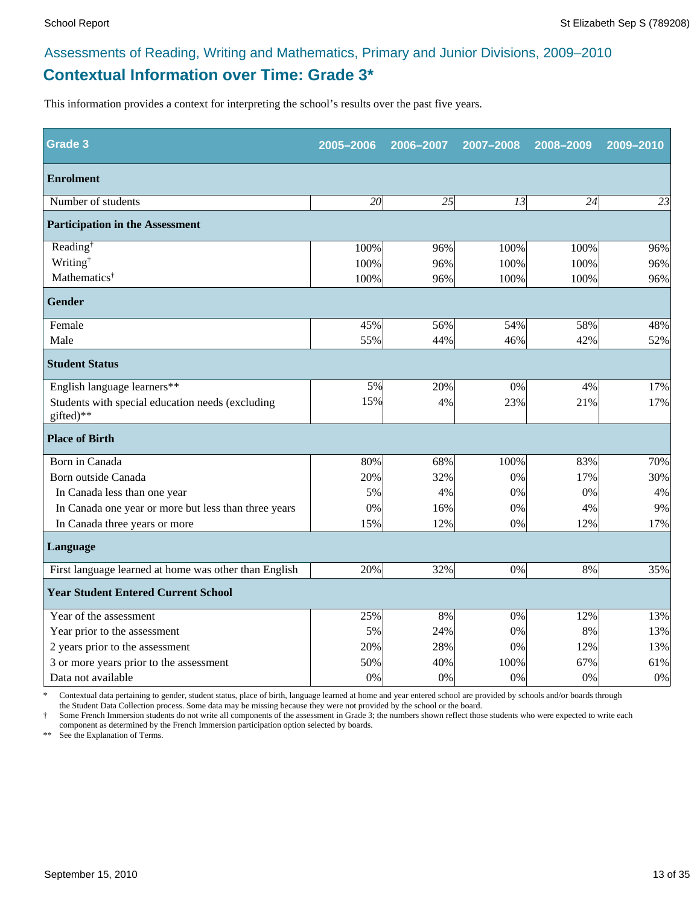## Assessments of Reading, Writing and Mathematics, Primary and Junior Divisions, 2009–2010

# Contextual Information over Time: Grade 3*

This information provides a context for interpreting the school's results over the past five years.

| Grade 3 | 2005–2006 | 2006–2007 | 2007–2008 | 2008–2009 | 2009–2010 |
|---|---|---|---|---|---|
| **Enrolment** | | | | | |
| Number of students | *20* | *25* | *13* | *24* | *23* |
| **Participation in the Assessment** | | | | | |
| Reading† | 100% | 96% | 100% | 100% | 96% |
| Writing† | 100% | 96% | 100% | 100% | 96% |
| Mathematics† | 100% | 96% | 100% | 100% | 96% |
| **Gender** | | | | | |
| Female | 45% | 56% | 54% | 58% | 48% |
| Male | 55% | 44% | 46% | 42% | 52% |
| **Student Status** | | | | | |
| English language learners** | 5% | 20% | 0% | 4% | 17% |
| Students with special education needs (excluding gifted)** | 15% | 4% | 23% | 21% | 17% |
| **Place of Birth** | | | | | |
| Born in Canada | 80% | 68% | 100% | 83% | 70% |
| Born outside Canada | 20% | 32% | 0% | 17% | 30% |
| In Canada less than one year | 5% | 4% | 0% | 0% | 4% |
| In Canada one year or more but less than three years | 0% | 16% | 0% | 4% | 9% |
| In Canada three years or more | 15% | 12% | 0% | 12% | 17% |
| **Language** | | | | | |
| First language learned at home was other than English | 20% | 32% | 0% | 8% | 35% |
| **Year Student Entered Current School** | | | | | |
| Year of the assessment | 25% | 8% | 0% | 12% | 13% |
| Year prior to the assessment | 5% | 24% | 0% | 8% | 13% |
| 2 years prior to the assessment | 20% | 28% | 0% | 12% | 13% |
| 3 or more years prior to the assessment | 50% | 40% | 100% | 67% | 61% |
| Data not available | 0% | 0% | 0% | 0% | 0% |

\* Contextual data pertaining to gender, student status, place of birth, language learned at home and year entered school are provided by schools and/or boards through the Student Data Collection process. Some data may be missing because they were not provided by the school or the board.

† Some French Immersion students do not write all components of the assessment in Grade 3; the numbers shown reflect those students who were expected to write each component as determined by the French Immersion participation option selected by boards.

** See the Explanation of Terms.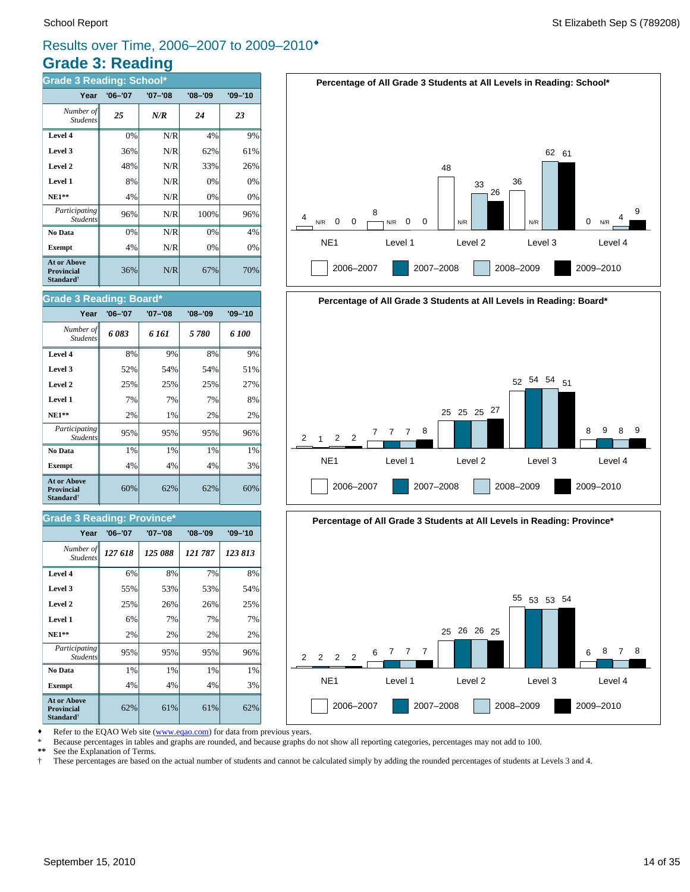## Results over Time, 2006–2007 to 2009–2010♦

# Grade 3: Reading

### Grade 3 Reading: School*

| Year | '06–'07 | '07–'08 | '08–'09 | '09–'10 |
|---|---|---|---|---|
| *Number of Students* | ***25*** | ***N/R*** | ***24*** | ***23*** |
| **Level 4** | 0% | N/R | 4% | 9% |
| **Level 3** | 36% | N/R | 62% | 61% |
| **Level 2** | 48% | N/R | 33% | 26% |
| **Level 1** | 8% | N/R | 0% | 0% |
| **NE1**** | 4% | N/R | 0% | 0% |
| *Participating Students* | 96% | N/R | 100% | 96% |
| **No Data** | 0% | N/R | 0% | 4% |
| **Exempt** | 4% | N/R | 0% | 0% |
| **At or Above Provincial Standard†** | 36% | N/R | 67% | 70% |

**Percentage of All Grade 3 Students at All Levels in Reading: School***

| | NE1 | Level 1 | Level 2 | Level 3 | Level 4 |
|---|---|---|---|---|---|
| 2006–2007 | 4 | 8 | 48 | 36 | 0 |
| 2007–2008 | N/R | N/R | N/R | N/R | N/R |
| 2008–2009 | 0 | 0 | 33 | 62 | 4 |
| 2009–2010 | 0 | 0 | 26 | 61 | 9 |

### Grade 3 Reading: Board*

| Year | '06–'07 | '07–'08 | '08–'09 | '09–'10 |
|---|---|---|---|---|
| *Number of Students* | ***6 083*** | ***6 161*** | ***5 780*** | ***6 100*** |
| **Level 4** | 8% | 9% | 8% | 9% |
| **Level 3** | 52% | 54% | 54% | 51% |
| **Level 2** | 25% | 25% | 25% | 27% |
| **Level 1** | 7% | 7% | 7% | 8% |
| **NE1**** | 2% | 1% | 2% | 2% |
| *Participating Students* | 95% | 95% | 95% | 96% |
| **No Data** | 1% | 1% | 1% | 1% |
| **Exempt** | 4% | 4% | 4% | 3% |
| **At or Above Provincial Standard†** | 60% | 62% | 62% | 60% |

**Percentage of All Grade 3 Students at All Levels in Reading: Board***

| | NE1 | Level 1 | Level 2 | Level 3 | Level 4 |
|---|---|---|---|---|---|
| 2006–2007 | 2 | 7 | 25 | 52 | 8 |
| 2007–2008 | 1 | 7 | 25 | 54 | 9 |
| 2008–2009 | 2 | 7 | 25 | 54 | 8 |
| 2009–2010 | 2 | 8 | 27 | 51 | 9 |

### Grade 3 Reading: Province*

| Year | '06–'07 | '07–'08 | '08–'09 | '09–'10 |
|---|---|---|---|---|
| *Number of Students* | ***127 618*** | ***125 088*** | ***121 787*** | ***123 813*** |
| **Level 4** | 6% | 8% | 7% | 8% |
| **Level 3** | 55% | 53% | 53% | 54% |
| **Level 2** | 25% | 26% | 26% | 25% |
| **Level 1** | 6% | 7% | 7% | 7% |
| **NE1**** | 2% | 2% | 2% | 2% |
| *Participating Students* | 95% | 95% | 95% | 96% |
| **No Data** | 1% | 1% | 1% | 1% |
| **Exempt** | 4% | 4% | 4% | 3% |
| **At or Above Provincial Standard†** | 62% | 61% | 61% | 62% |

**Percentage of All Grade 3 Students at All Levels in Reading: Province***

| | NE1 | Level 1 | Level 2 | Level 3 | Level 4 |
|---|---|---|---|---|---|
| 2006–2007 | 2 | 6 | 25 | 55 | 6 |
| 2007–2008 | 2 | 7 | 26 | 53 | 8 |
| 2008–2009 | 2 | 7 | 26 | 53 | 7 |
| 2009–2010 | 2 | 7 | 25 | 54 | 8 |

♦ Refer to the EQAO Web site (www.eqao.com) for data from previous years.
\* Because percentages in tables and graphs are rounded, and because graphs do not show all reporting categories, percentages may not add to 100.
** See the Explanation of Terms.
† These percentages are based on the actual number of students and cannot be calculated simply by adding the rounded percentages of students at Levels 3 and 4.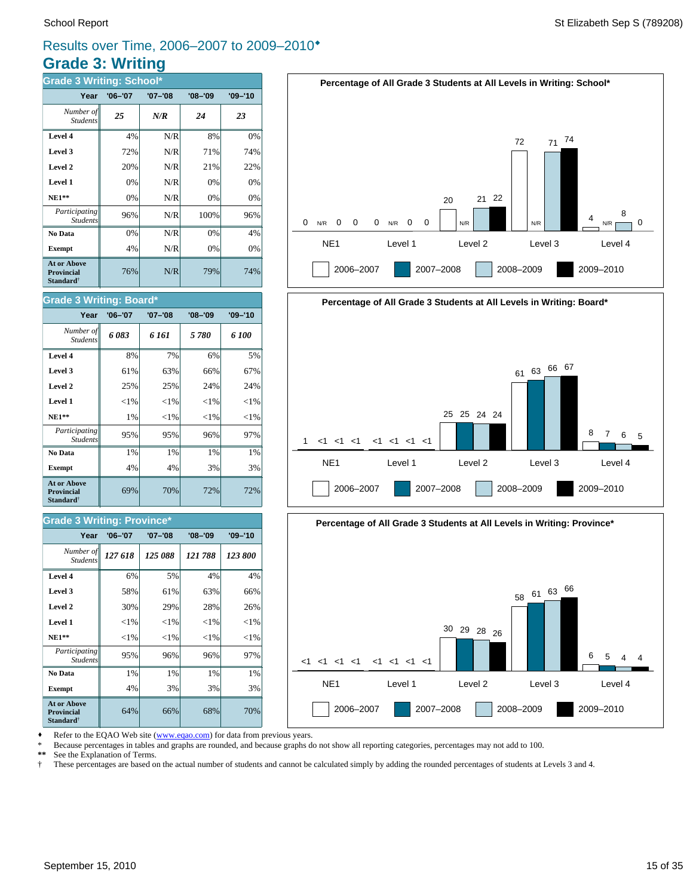# Results over Time, 2006–2007 to 2009–2010♦

## Grade 3: Writing

### Grade 3 Writing: School*

| Year | '06–'07 | '07–'08 | '08–'09 | '09–'10 |
|---|---|---|---|---|
| *Number of Students* | *25* | *N/R* | *24* | *23* |
| **Level 4** | 4% | N/R | 8% | 0% |
| **Level 3** | 72% | N/R | 71% | 74% |
| **Level 2** | 20% | N/R | 21% | 22% |
| **Level 1** | 0% | N/R | 0% | 0% |
| **NE1**** | 0% | N/R | 0% | 0% |
| *Participating Students* | 96% | N/R | 100% | 96% |
| **No Data** | 0% | N/R | 0% | 4% |
| **Exempt** | 4% | N/R | 0% | 0% |
| **At or Above Provincial Standard†** | 76% | N/R | 79% | 74% |

**Percentage of All Grade 3 Students at All Levels in Writing: School***

| | 2006–2007 | 2007–2008 | 2008–2009 | 2009–2010 |
|---|---|---|---|---|
| NE1 | 0 | N/R | 0 | 0 |
| Level 1 | 0 | N/R | 0 | 0 |
| Level 2 | 20 | N/R | 21 | 22 |
| Level 3 | 72 | N/R | 71 | 74 |
| Level 4 | 4 | N/R | 8 | 0 |

### Grade 3 Writing: Board*

| Year | '06–'07 | '07–'08 | '08–'09 | '09–'10 |
|---|---|---|---|---|
| *Number of Students* | *6 083* | *6 161* | *5 780* | *6 100* |
| **Level 4** | 8% | 7% | 6% | 5% |
| **Level 3** | 61% | 63% | 66% | 67% |
| **Level 2** | 25% | 25% | 24% | 24% |
| **Level 1** | <1% | <1% | <1% | <1% |
| **NE1**** | 1% | <1% | <1% | <1% |
| *Participating Students* | 95% | 95% | 96% | 97% |
| **No Data** | 1% | 1% | 1% | 1% |
| **Exempt** | 4% | 4% | 3% | 3% |
| **At or Above Provincial Standard†** | 69% | 70% | 72% | 72% |

**Percentage of All Grade 3 Students at All Levels in Writing: Board***

| | 2006–2007 | 2007–2008 | 2008–2009 | 2009–2010 |
|---|---|---|---|---|
| NE1 | 1 | <1 | <1 | <1 |
| Level 1 | <1 | <1 | <1 | <1 |
| Level 2 | 25 | 25 | 24 | 24 |
| Level 3 | 61 | 63 | 66 | 67 |
| Level 4 | 8 | 7 | 6 | 5 |

### Grade 3 Writing: Province*

| Year | '06–'07 | '07–'08 | '08–'09 | '09–'10 |
|---|---|---|---|---|
| *Number of Students* | *127 618* | *125 088* | *121 788* | *123 800* |
| **Level 4** | 6% | 5% | 4% | 4% |
| **Level 3** | 58% | 61% | 63% | 66% |
| **Level 2** | 30% | 29% | 28% | 26% |
| **Level 1** | <1% | <1% | <1% | <1% |
| **NE1**** | <1% | <1% | <1% | <1% |
| *Participating Students* | 95% | 96% | 96% | 97% |
| **No Data** | 1% | 1% | 1% | 1% |
| **Exempt** | 4% | 3% | 3% | 3% |
| **At or Above Provincial Standard†** | 64% | 66% | 68% | 70% |

**Percentage of All Grade 3 Students at All Levels in Writing: Province***

| | 2006–2007 | 2007–2008 | 2008–2009 | 2009–2010 |
|---|---|---|---|---|
| NE1 | <1 | <1 | <1 | <1 |
| Level 1 | <1 | <1 | <1 | <1 |
| Level 2 | 30 | 29 | 28 | 26 |
| Level 3 | 58 | 61 | 63 | 66 |
| Level 4 | 6 | 5 | 4 | 4 |

♦ Refer to the EQAO Web site (www.eqao.com) for data from previous years.
\* Because percentages in tables and graphs are rounded, and because graphs do not show all reporting categories, percentages may not add to 100.
** See the Explanation of Terms.
† These percentages are based on the actual number of students and cannot be calculated simply by adding the rounded percentages of students at Levels 3 and 4.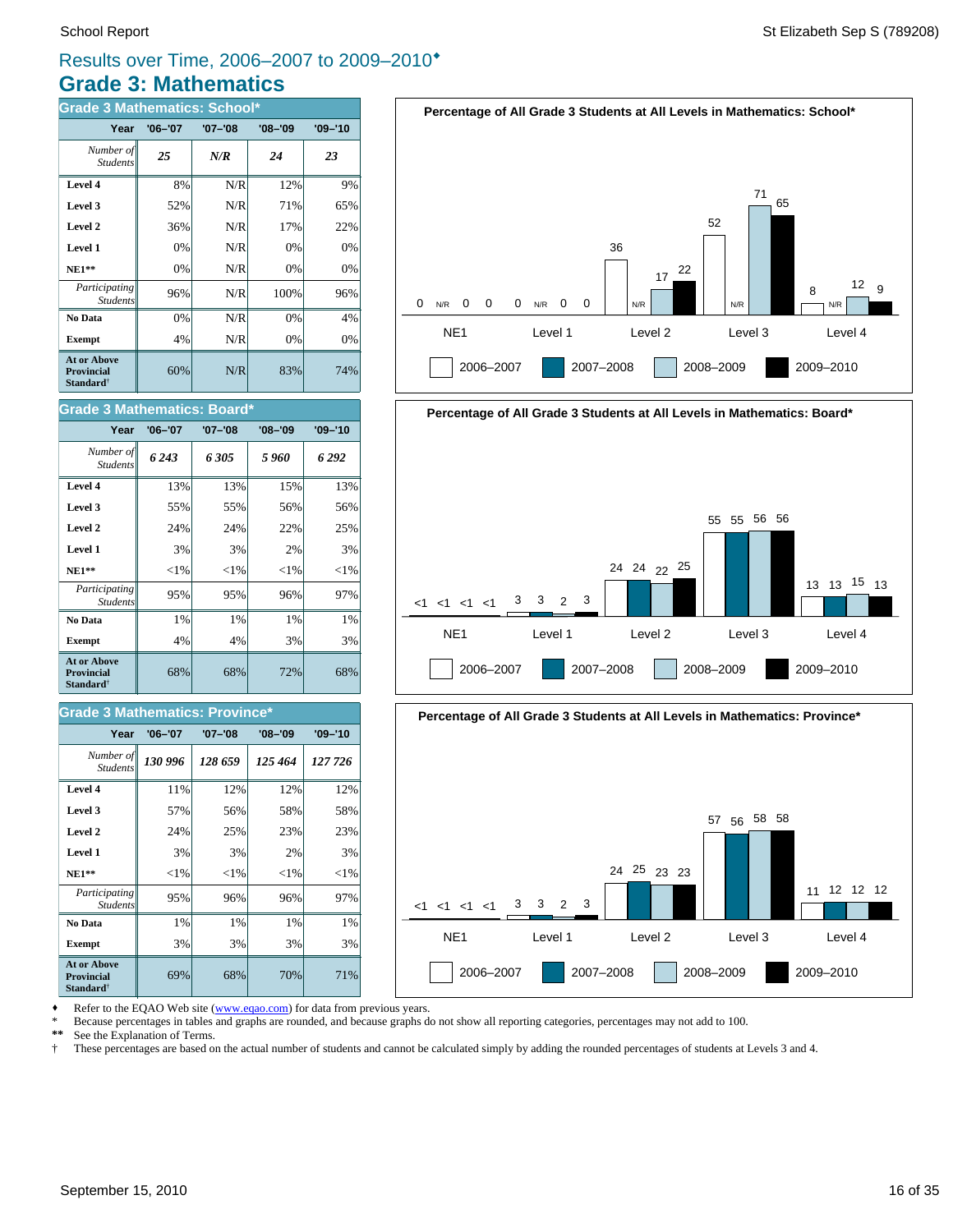## Results over Time, 2006–2007 to 2009–2010♦

# Grade 3: Mathematics

### Grade 3 Mathematics: School*

| Year | '06–'07 | '07–'08 | '08–'09 | '09–'10 |
|---|---|---|---|---|
| *Number of Students* | *25* | *N/R* | *24* | *23* |
| **Level 4** | 8% | N/R | 12% | 9% |
| **Level 3** | 52% | N/R | 71% | 65% |
| **Level 2** | 36% | N/R | 17% | 22% |
| **Level 1** | 0% | N/R | 0% | 0% |
| **NE1**** | 0% | N/R | 0% | 0% |
| *Participating Students* | 96% | N/R | 100% | 96% |
| **No Data** | 0% | N/R | 0% | 4% |
| **Exempt** | 4% | N/R | 0% | 0% |
| **At or Above Provincial Standard†** | 60% | N/R | 83% | 74% |

### Grade 3 Mathematics: Board*

| Year | '06–'07 | '07–'08 | '08–'09 | '09–'10 |
|---|---|---|---|---|
| *Number of Students* | *6 243* | *6 305* | *5 960* | *6 292* |
| **Level 4** | 13% | 13% | 15% | 13% |
| **Level 3** | 55% | 55% | 56% | 56% |
| **Level 2** | 24% | 24% | 22% | 25% |
| **Level 1** | 3% | 3% | 2% | 3% |
| **NE1**** | <1% | <1% | <1% | <1% |
| *Participating Students* | 95% | 95% | 96% | 97% |
| **No Data** | 1% | 1% | 1% | 1% |
| **Exempt** | 4% | 4% | 3% | 3% |
| **At or Above Provincial Standard†** | 68% | 68% | 72% | 68% |

### Grade 3 Mathematics: Province*

| Year | '06–'07 | '07–'08 | '08–'09 | '09–'10 |
|---|---|---|---|---|
| *Number of Students* | *130 996* | *128 659* | *125 464* | *127 726* |
| **Level 4** | 11% | 12% | 12% | 12% |
| **Level 3** | 57% | 56% | 58% | 58% |
| **Level 2** | 24% | 25% | 23% | 23% |
| **Level 1** | 3% | 3% | 2% | 3% |
| **NE1**** | <1% | <1% | <1% | <1% |
| *Participating Students* | 95% | 96% | 96% | 97% |
| **No Data** | 1% | 1% | 1% | 1% |
| **Exempt** | 3% | 3% | 3% | 3% |
| **At or Above Provincial Standard†** | 69% | 68% | 70% | 71% |

**Percentage of All Grade 3 Students at All Levels in Mathematics: School***

| | 2006–2007 | 2007–2008 | 2008–2009 | 2009–2010 |
|---|---|---|---|---|
| NE1 | 0 | N/R | 0 | 0 |
| Level 1 | 0 | N/R | 0 | 0 |
| Level 2 | 36 | N/R | 17 | 22 |
| Level 3 | 52 | N/R | 71 | 65 |
| Level 4 | 8 | N/R | 12 | 9 |

**Percentage of All Grade 3 Students at All Levels in Mathematics: Board***

| | 2006–2007 | 2007–2008 | 2008–2009 | 2009–2010 |
|---|---|---|---|---|
| NE1 | <1 | <1 | <1 | <1 |
| Level 1 | 3 | 3 | 2 | 3 |
| Level 2 | 24 | 24 | 22 | 25 |
| Level 3 | 55 | 55 | 56 | 56 |
| Level 4 | 13 | 13 | 15 | 13 |

**Percentage of All Grade 3 Students at All Levels in Mathematics: Province***

| | 2006–2007 | 2007–2008 | 2008–2009 | 2009–2010 |
|---|---|---|---|---|
| NE1 | <1 | <1 | <1 | <1 |
| Level 1 | 3 | 3 | 2 | 3 |
| Level 2 | 24 | 25 | 23 | 23 |
| Level 3 | 57 | 56 | 58 | 58 |
| Level 4 | 11 | 12 | 12 | 12 |

♦ Refer to the EQAO Web site (www.eqao.com) for data from previous years.
\* Because percentages in tables and graphs are rounded, and because graphs do not show all reporting categories, percentages may not add to 100.
** See the Explanation of Terms.
† These percentages are based on the actual number of students and cannot be calculated simply by adding the rounded percentages of students at Levels 3 and 4.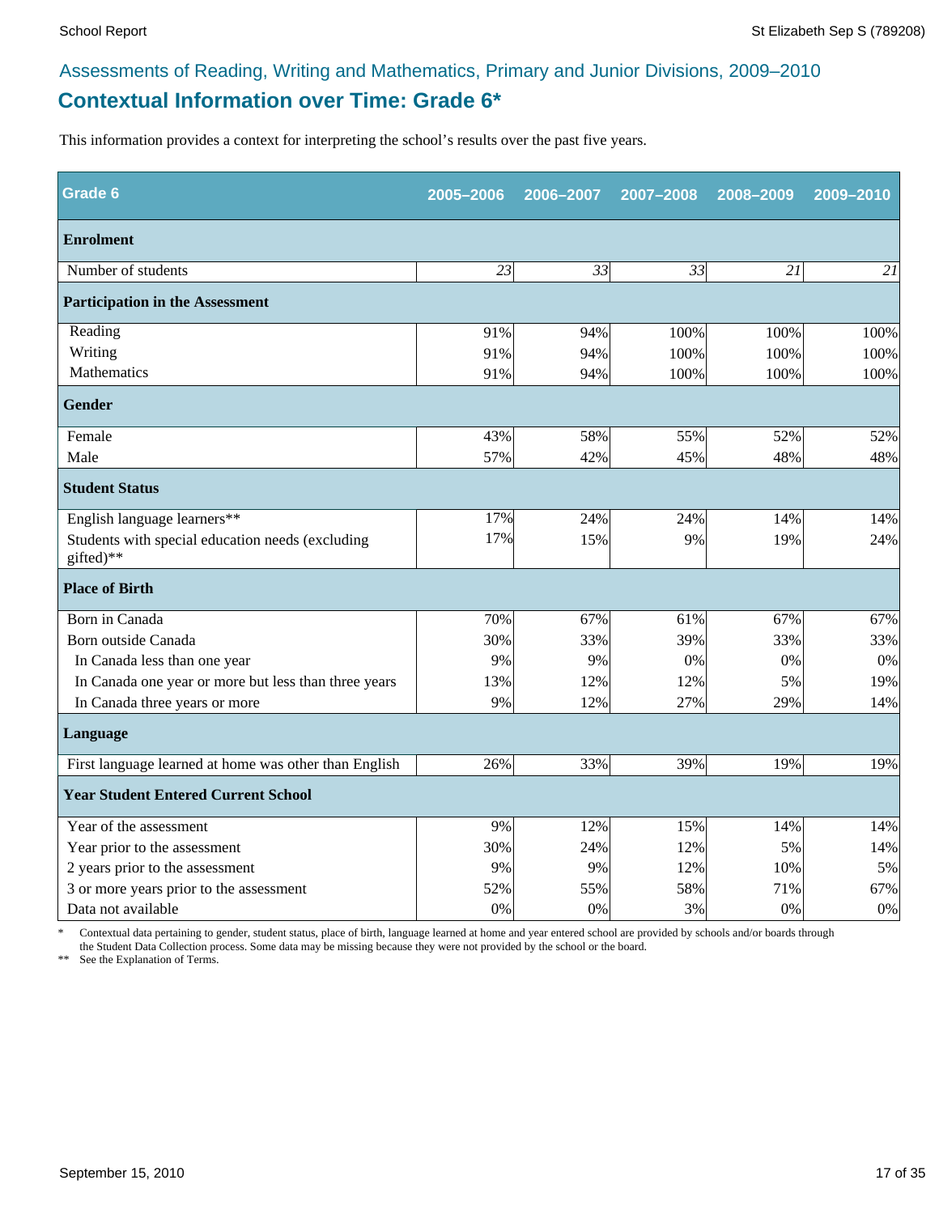Assessments of Reading, Writing and Mathematics, Primary and Junior Divisions, 2009–2010

## Contextual Information over Time: Grade 6*

This information provides a context for interpreting the school's results over the past five years.

| Grade 6 | 2005–2006 | 2006–2007 | 2007–2008 | 2008–2009 | 2009–2010 |
|---|---|---|---|---|---|
| **Enrolment** | | | | | |
| Number of students | *23* | *33* | *33* | *21* | *21* |
| **Participation in the Assessment** | | | | | |
| Reading | 91% | 94% | 100% | 100% | 100% |
| Writing | 91% | 94% | 100% | 100% | 100% |
| Mathematics | 91% | 94% | 100% | 100% | 100% |
| **Gender** | | | | | |
| Female | 43% | 58% | 55% | 52% | 52% |
| Male | 57% | 42% | 45% | 48% | 48% |
| **Student Status** | | | | | |
| English language learners** | 17% | 24% | 24% | 14% | 14% |
| Students with special education needs (excluding gifted)** | 17% | 15% | 9% | 19% | 24% |
| **Place of Birth** | | | | | |
| Born in Canada | 70% | 67% | 61% | 67% | 67% |
| Born outside Canada | 30% | 33% | 39% | 33% | 33% |
| In Canada less than one year | 9% | 9% | 0% | 0% | 0% |
| In Canada one year or more but less than three years | 13% | 12% | 12% | 5% | 19% |
| In Canada three years or more | 9% | 12% | 27% | 29% | 14% |
| **Language** | | | | | |
| First language learned at home was other than English | 26% | 33% | 39% | 19% | 19% |
| **Year Student Entered Current School** | | | | | |
| Year of the assessment | 9% | 12% | 15% | 14% | 14% |
| Year prior to the assessment | 30% | 24% | 12% | 5% | 14% |
| 2 years prior to the assessment | 9% | 9% | 12% | 10% | 5% |
| 3 or more years prior to the assessment | 52% | 55% | 58% | 71% | 67% |
| Data not available | 0% | 0% | 3% | 0% | 0% |

\* Contextual data pertaining to gender, student status, place of birth, language learned at home and year entered school are provided by schools and/or boards through the Student Data Collection process. Some data may be missing because they were not provided by the school or the board.

\*\* See the Explanation of Terms.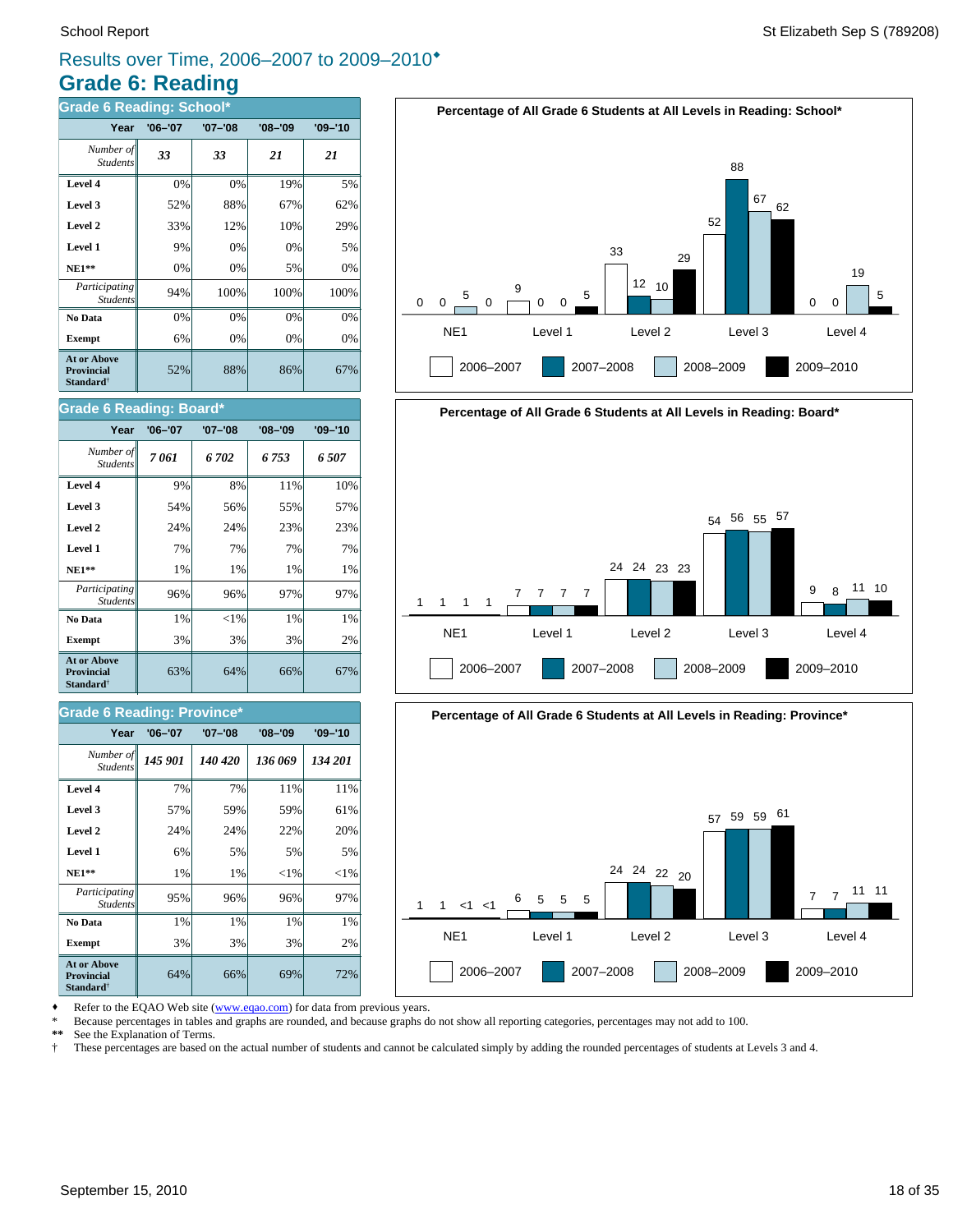# Results over Time, 2006–2007 to 2009–2010♦

## Grade 6: Reading

### Grade 6 Reading: School*

| Year | '06–'07 | '07–'08 | '08–'09 | '09–'10 |
|---|---|---|---|---|
| *Number of Students* | ***33*** | ***33*** | ***21*** | ***21*** |
| **Level 4** | 0% | 0% | 19% | 5% |
| **Level 3** | 52% | 88% | 67% | 62% |
| **Level 2** | 33% | 12% | 10% | 29% |
| **Level 1** | 9% | 0% | 0% | 5% |
| **NE1**** | 0% | 0% | 5% | 0% |
| *Participating Students* | 94% | 100% | 100% | 100% |
| **No Data** | 0% | 0% | 0% | 0% |
| **Exempt** | 6% | 0% | 0% | 0% |
| **At or Above Provincial Standard†** | 52% | 88% | 86% | 67% |

### Grade 6 Reading: Board*

| Year | '06–'07 | '07–'08 | '08–'09 | '09–'10 |
|---|---|---|---|---|
| *Number of Students* | ***7 061*** | ***6 702*** | ***6 753*** | ***6 507*** |
| **Level 4** | 9% | 8% | 11% | 10% |
| **Level 3** | 54% | 56% | 55% | 57% |
| **Level 2** | 24% | 24% | 23% | 23% |
| **Level 1** | 7% | 7% | 7% | 7% |
| **NE1**** | 1% | 1% | 1% | 1% |
| *Participating Students* | 96% | 96% | 97% | 97% |
| **No Data** | 1% | <1% | 1% | 1% |
| **Exempt** | 3% | 3% | 3% | 2% |
| **At or Above Provincial Standard†** | 63% | 64% | 66% | 67% |

### Grade 6 Reading: Province*

| Year | '06–'07 | '07–'08 | '08–'09 | '09–'10 |
|---|---|---|---|---|
| *Number of Students* | ***145 901*** | ***140 420*** | ***136 069*** | ***134 201*** |
| **Level 4** | 7% | 7% | 11% | 11% |
| **Level 3** | 57% | 59% | 59% | 61% |
| **Level 2** | 24% | 24% | 22% | 20% |
| **Level 1** | 6% | 5% | 5% | 5% |
| **NE1**** | 1% | 1% | <1% | <1% |
| *Participating Students* | 95% | 96% | 96% | 97% |
| **No Data** | 1% | 1% | 1% | 1% |
| **Exempt** | 3% | 3% | 3% | 2% |
| **At or Above Provincial Standard†** | 64% | 66% | 69% | 72% |

**Percentage of All Grade 6 Students at All Levels in Reading: School***

| | NE1 | Level 1 | Level 2 | Level 3 | Level 4 |
|---|---|---|---|---|---|
| 2006–2007 | 0 | 9 | 33 | 52 | 0 |
| 2007–2008 | 0 | 0 | 12 | 88 | 0 |
| 2008–2009 | 5 | 0 | 10 | 67 | 19 |
| 2009–2010 | 0 | 5 | 29 | 62 | 5 |

**Percentage of All Grade 6 Students at All Levels in Reading: Board***

| | NE1 | Level 1 | Level 2 | Level 3 | Level 4 |
|---|---|---|---|---|---|
| 2006–2007 | 1 | 7 | 24 | 54 | 9 |
| 2007–2008 | 1 | 7 | 24 | 56 | 8 |
| 2008–2009 | 1 | 7 | 23 | 55 | 11 |
| 2009–2010 | 1 | 7 | 23 | 57 | 10 |

**Percentage of All Grade 6 Students at All Levels in Reading: Province***

| | NE1 | Level 1 | Level 2 | Level 3 | Level 4 |
|---|---|---|---|---|---|
| 2006–2007 | 1 | 6 | 24 | 57 | 7 |
| 2007–2008 | 1 | 5 | 24 | 59 | 7 |
| 2008–2009 | <1 | 5 | 22 | 59 | 11 |
| 2009–2010 | <1 | 5 | 20 | 61 | 11 |

♦ Refer to the EQAO Web site (www.eqao.com) for data from previous years.
\* Because percentages in tables and graphs are rounded, and because graphs do not show all reporting categories, percentages may not add to 100.
** See the Explanation of Terms.
† These percentages are based on the actual number of students and cannot be calculated simply by adding the rounded percentages of students at Levels 3 and 4.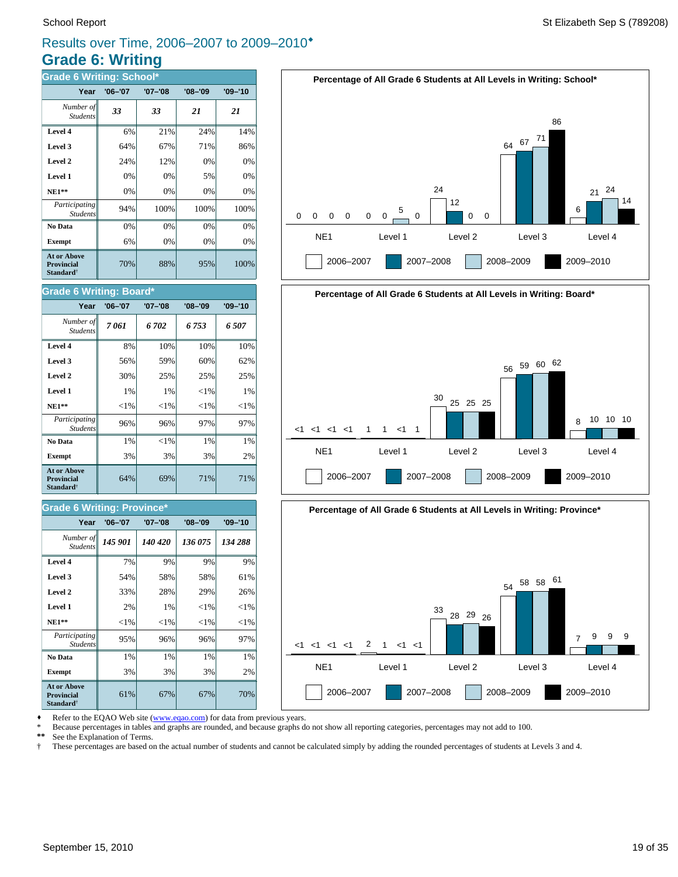# Results over Time, 2006–2007 to 2009–2010♦

## Grade 6: Writing

### Grade 6 Writing: School*

| Year | '06–'07 | '07–'08 | '08–'09 | '09–'10 |
|---|---|---|---|---|
| *Number of Students* | ***33*** | ***33*** | ***21*** | ***21*** |
| **Level 4** | 6% | 21% | 24% | 14% |
| **Level 3** | 64% | 67% | 71% | 86% |
| **Level 2** | 24% | 12% | 0% | 0% |
| **Level 1** | 0% | 0% | 5% | 0% |
| **NE1**** | 0% | 0% | 0% | 0% |
| *Participating Students* | 94% | 100% | 100% | 100% |
| **No Data** | 0% | 0% | 0% | 0% |
| **Exempt** | 6% | 0% | 0% | 0% |
| **At or Above Provincial Standard†** | 70% | 88% | 95% | 100% |

**Percentage of All Grade 6 Students at All Levels in Writing: School***

| | NE1 | Level 1 | Level 2 | Level 3 | Level 4 |
|---|---|---|---|---|---|
| 2006–2007 | 0 | 0 | 24 | 64 | 6 |
| 2007–2008 | 0 | 0 | 12 | 67 | 21 |
| 2008–2009 | 0 | 5 | 0 | 71 | 24 |
| 2009–2010 | 0 | 0 | 0 | 86 | 14 |

### Grade 6 Writing: Board*

| Year | '06–'07 | '07–'08 | '08–'09 | '09–'10 |
|---|---|---|---|---|
| *Number of Students* | ***7 061*** | ***6 702*** | ***6 753*** | ***6 507*** |
| **Level 4** | 8% | 10% | 10% | 10% |
| **Level 3** | 56% | 59% | 60% | 62% |
| **Level 2** | 30% | 25% | 25% | 25% |
| **Level 1** | 1% | 1% | <1% | 1% |
| **NE1**** | <1% | <1% | <1% | <1% |
| *Participating Students* | 96% | 96% | 97% | 97% |
| **No Data** | 1% | <1% | 1% | 1% |
| **Exempt** | 3% | 3% | 3% | 2% |
| **At or Above Provincial Standard†** | 64% | 69% | 71% | 71% |

**Percentage of All Grade 6 Students at All Levels in Writing: Board***

| | NE1 | Level 1 | Level 2 | Level 3 | Level 4 |
|---|---|---|---|---|---|
| 2006–2007 | <1 | 1 | 30 | 56 | 8 |
| 2007–2008 | <1 | 1 | 25 | 59 | 10 |
| 2008–2009 | <1 | <1 | 25 | 60 | 10 |
| 2009–2010 | <1 | 1 | 25 | 62 | 10 |

### Grade 6 Writing: Province*

| Year | '06–'07 | '07–'08 | '08–'09 | '09–'10 |
|---|---|---|---|---|
| *Number of Students* | ***145 901*** | ***140 420*** | ***136 075*** | ***134 288*** |
| **Level 4** | 7% | 9% | 9% | 9% |
| **Level 3** | 54% | 58% | 58% | 61% |
| **Level 2** | 33% | 28% | 29% | 26% |
| **Level 1** | 2% | 1% | <1% | <1% |
| **NE1**** | <1% | <1% | <1% | <1% |
| *Participating Students* | 95% | 96% | 96% | 97% |
| **No Data** | 1% | 1% | 1% | 1% |
| **Exempt** | 3% | 3% | 3% | 2% |
| **At or Above Provincial Standard†** | 61% | 67% | 67% | 70% |

**Percentage of All Grade 6 Students at All Levels in Writing: Province***

| | NE1 | Level 1 | Level 2 | Level 3 | Level 4 |
|---|---|---|---|---|---|
| 2006–2007 | <1 | 2 | 33 | 54 | 7 |
| 2007–2008 | <1 | 1 | 28 | 58 | 9 |
| 2008–2009 | <1 | <1 | 29 | 58 | 9 |
| 2009–2010 | <1 | <1 | 26 | 61 | 9 |

♦ Refer to the EQAO Web site (www.eqao.com) for data from previous years.
\* Because percentages in tables and graphs are rounded, and because graphs do not show all reporting categories, percentages may not add to 100.
** See the Explanation of Terms.
† These percentages are based on the actual number of students and cannot be calculated simply by adding the rounded percentages of students at Levels 3 and 4.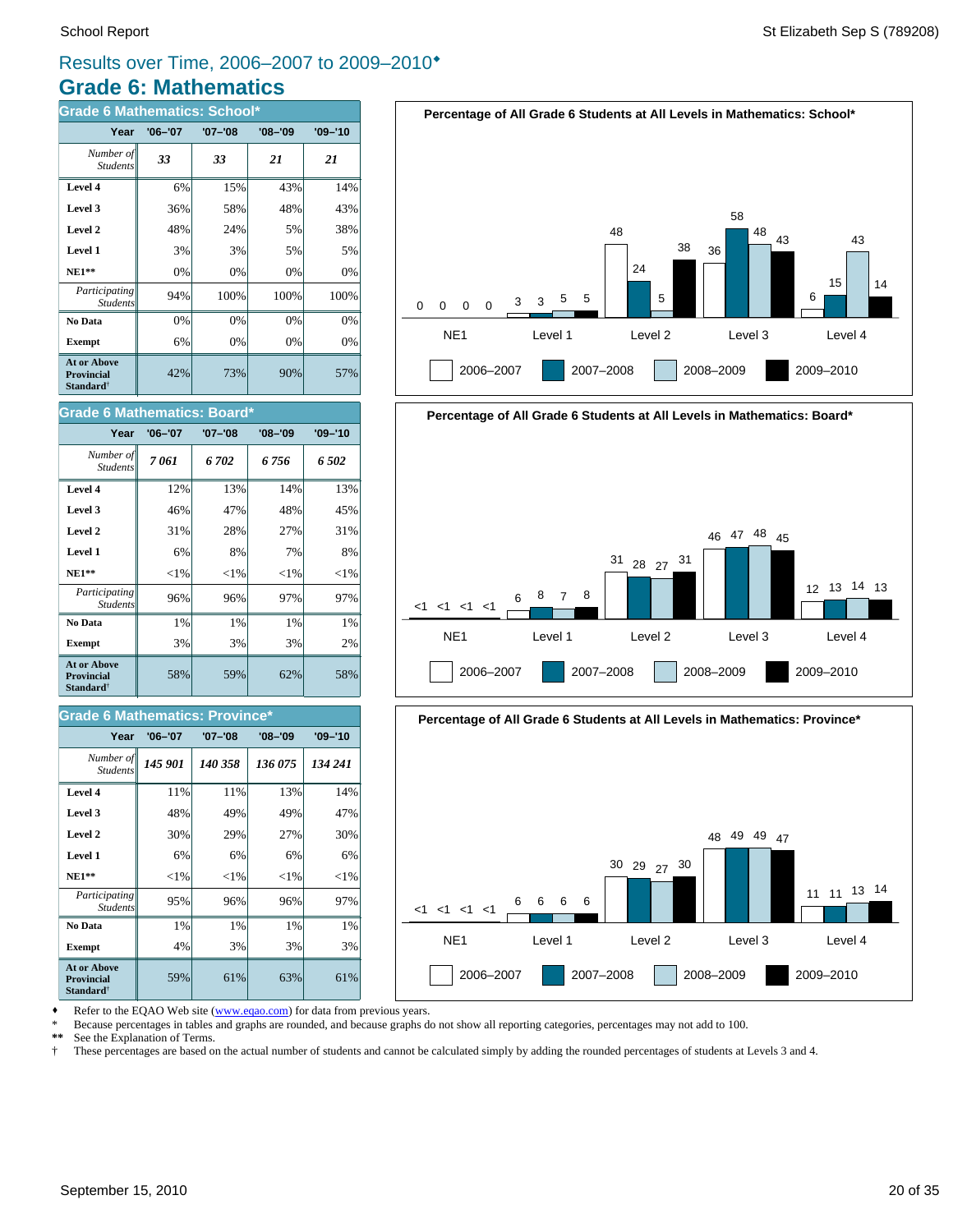# Results over Time, 2006–2007 to 2009–2010♦

## Grade 6: Mathematics

### Grade 6 Mathematics: School*

| Year | '06–'07 | '07–'08 | '08–'09 | '09–'10 |
|---|---|---|---|---|
| *Number of Students* | *33* | *33* | *21* | *21* |
| **Level 4** | 6% | 15% | 43% | 14% |
| **Level 3** | 36% | 58% | 48% | 43% |
| **Level 2** | 48% | 24% | 5% | 38% |
| **Level 1** | 3% | 3% | 5% | 5% |
| **NE1**** | 0% | 0% | 0% | 0% |
| *Participating Students* | 94% | 100% | 100% | 100% |
| **No Data** | 0% | 0% | 0% | 0% |
| **Exempt** | 6% | 0% | 0% | 0% |
| **At or Above Provincial Standard†** | 42% | 73% | 90% | 57% |

**Percentage of All Grade 6 Students at All Levels in Mathematics: School***

| | 2006–2007 | 2007–2008 | 2008–2009 | 2009–2010 |
|---|---|---|---|---|
| NE1 | 0 | 0 | 0 | 0 |
| Level 1 | 3 | 3 | 5 | 5 |
| Level 2 | 48 | 24 | 5 | 38 |
| Level 3 | 36 | 58 | 48 | 43 |
| Level 4 | 6 | 15 | 43 | 14 |

### Grade 6 Mathematics: Board*

| Year | '06–'07 | '07–'08 | '08–'09 | '09–'10 |
|---|---|---|---|---|
| *Number of Students* | *7 061* | *6 702* | *6 756* | *6 502* |
| **Level 4** | 12% | 13% | 14% | 13% |
| **Level 3** | 46% | 47% | 48% | 45% |
| **Level 2** | 31% | 28% | 27% | 31% |
| **Level 1** | 6% | 8% | 7% | 8% |
| **NE1**** | <1% | <1% | <1% | <1% |
| *Participating Students* | 96% | 96% | 97% | 97% |
| **No Data** | 1% | 1% | 1% | 1% |
| **Exempt** | 3% | 3% | 3% | 2% |
| **At or Above Provincial Standard†** | 58% | 59% | 62% | 58% |

**Percentage of All Grade 6 Students at All Levels in Mathematics: Board***

| | 2006–2007 | 2007–2008 | 2008–2009 | 2009–2010 |
|---|---|---|---|---|
| NE1 | <1 | <1 | <1 | <1 |
| Level 1 | 6 | 8 | 7 | 8 |
| Level 2 | 31 | 28 | 27 | 31 |
| Level 3 | 46 | 47 | 48 | 45 |
| Level 4 | 12 | 13 | 14 | 13 |

### Grade 6 Mathematics: Province*

| Year | '06–'07 | '07–'08 | '08–'09 | '09–'10 |
|---|---|---|---|---|
| *Number of Students* | *145 901* | *140 358* | *136 075* | *134 241* |
| **Level 4** | 11% | 11% | 13% | 14% |
| **Level 3** | 48% | 49% | 49% | 47% |
| **Level 2** | 30% | 29% | 27% | 30% |
| **Level 1** | 6% | 6% | 6% | 6% |
| **NE1**** | <1% | <1% | <1% | <1% |
| *Participating Students* | 95% | 96% | 96% | 97% |
| **No Data** | 1% | 1% | 1% | 1% |
| **Exempt** | 4% | 3% | 3% | 3% |
| **At or Above Provincial Standard†** | 59% | 61% | 63% | 61% |

**Percentage of All Grade 6 Students at All Levels in Mathematics: Province***

| | 2006–2007 | 2007–2008 | 2008–2009 | 2009–2010 |
|---|---|---|---|---|
| NE1 | <1 | <1 | <1 | <1 |
| Level 1 | 6 | 6 | 6 | 6 |
| Level 2 | 30 | 29 | 27 | 30 |
| Level 3 | 48 | 49 | 49 | 47 |
| Level 4 | 11 | 11 | 13 | 14 |

♦ Refer to the EQAO Web site (www.eqao.com) for data from previous years.
\* Because percentages in tables and graphs are rounded, and because graphs do not show all reporting categories, percentages may not add to 100.
** See the Explanation of Terms.
† These percentages are based on the actual number of students and cannot be calculated simply by adding the rounded percentages of students at Levels 3 and 4.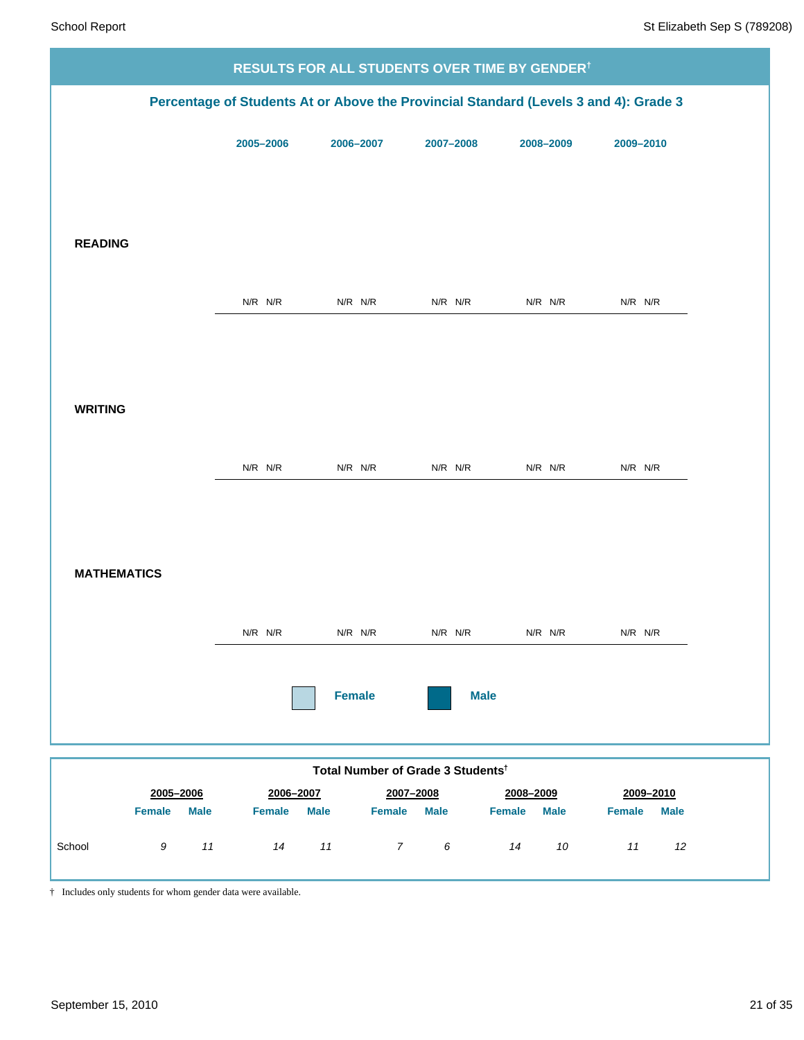## RESULTS FOR ALL STUDENTS OVER TIME BY GENDER†

### Percentage of Students At or Above the Provincial Standard (Levels 3 and 4): Grade 3

| | 2005–2006 | | 2006–2007 | | 2007–2008 | | 2008–2009 | | 2009–2010 | |
|---|---|---|---|---|---|---|---|---|---|---|
| | Female | Male | Female | Male | Female | Male | Female | Male | Female | Male |
| **READING** | N/R | N/R | N/R | N/R | N/R | N/R | N/R | N/R | N/R | N/R |
| **WRITING** | N/R | N/R | N/R | N/R | N/R | N/R | N/R | N/R | N/R | N/R |
| **MATHEMATICS** | N/R | N/R | N/R | N/R | N/R | N/R | N/R | N/R | N/R | N/R |

Female   Male

### Total Number of Grade 3 Students†

| | 2005–2006 | | 2006–2007 | | 2007–2008 | | 2008–2009 | | 2009–2010 | |
|---|---|---|---|---|---|---|---|---|---|---|
| | Female | Male | Female | Male | Female | Male | Female | Male | Female | Male |
| School | *9* | *11* | *14* | *11* | *7* | *6* | *14* | *10* | *11* | *12* |

† Includes only students for whom gender data were available.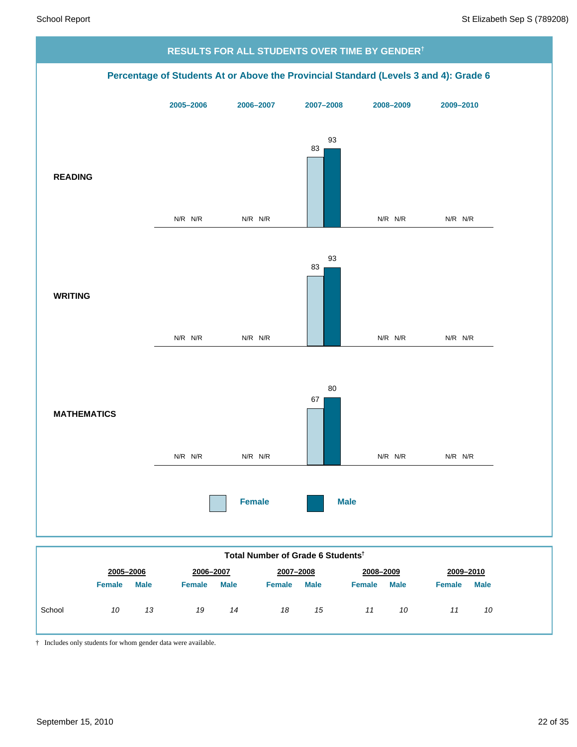## RESULTS FOR ALL STUDENTS OVER TIME BY GENDER†

### Percentage of Students At or Above the Provincial Standard (Levels 3 and 4): Grade 6

| | 2005–2006 | | 2006–2007 | | 2007–2008 | | 2008–2009 | | 2009–2010 | |
|---|---|---|---|---|---|---|---|---|---|---|
| | Female | Male | Female | Male | Female | Male | Female | Male | Female | Male |
| **READING** | N/R | N/R | N/R | N/R | 83 | 93 | N/R | N/R | N/R | N/R |
| **WRITING** | N/R | N/R | N/R | N/R | 83 | 93 | N/R | N/R | N/R | N/R |
| **MATHEMATICS** | N/R | N/R | N/R | N/R | 67 | 80 | N/R | N/R | N/R | N/R |

### Total Number of Grade 6 Students†

| | 2005–2006 | | 2006–2007 | | 2007–2008 | | 2008–2009 | | 2009–2010 | |
|---|---|---|---|---|---|---|---|---|---|---|
| | Female | Male | Female | Male | Female | Male | Female | Male | Female | Male |
| School | *10* | *13* | *19* | *14* | *18* | *15* | *11* | *10* | *11* | *10* |

† Includes only students for whom gender data were available.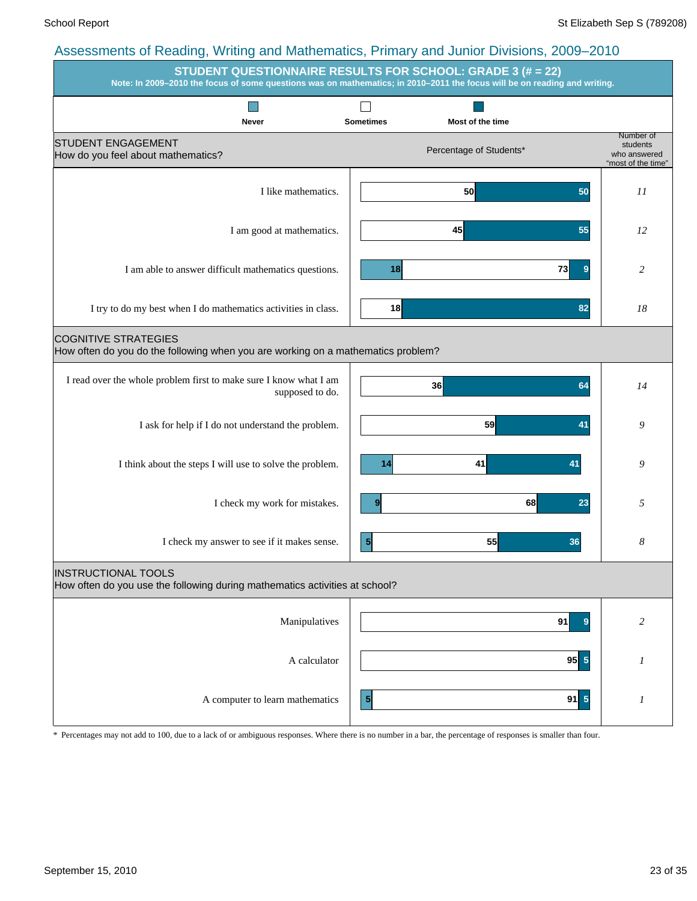## Assessments of Reading, Writing and Mathematics, Primary and Junior Divisions, 2009–2010

**STUDENT QUESTIONNAIRE RESULTS FOR SCHOOL: GRADE 3 (# = 22)**

**Note: In 2009–2010 the focus of some questions was on mathematics; in 2010–2011 the focus will be on reading and writing.**

| | Never | Sometimes | Most of the time | Number of students who answered "most of the time" |
|---|---|---|---|---|
| **STUDENT ENGAGEMENT** How do you feel about mathematics? | | | | |
| I like mathematics. | | 50 | 50 | *11* |
| I am good at mathematics. | | 45 | 55 | *12* |
| I am able to answer difficult mathematics questions. | 18 | 73 | 9 | *2* |
| I try to do my best when I do mathematics activities in class. | | 18 | 82 | *18* |
| **COGNITIVE STRATEGIES** How often do you do the following when you are working on a mathematics problem? | | | | |
| I read over the whole problem first to make sure I know what I am supposed to do. | | 36 | 64 | *14* |
| I ask for help if I do not understand the problem. | | 59 | 41 | *9* |
| I think about the steps I will use to solve the problem. | 14 | 41 | 41 | *9* |
| I check my work for mistakes. | 9 | 68 | 23 | *5* |
| I check my answer to see if it makes sense. | 5 | 55 | 36 | *8* |
| **INSTRUCTIONAL TOOLS** How often do you use the following during mathematics activities at school? | | | | |
| Manipulatives | | 91 | 9 | *2* |
| A calculator | | 95 | 5 | *1* |
| A computer to learn mathematics | 5 | 91 | 5 | *1* |

Percentage of Students*

* Percentages may not add to 100, due to a lack of or ambiguous responses. Where there is no number in a bar, the percentage of responses is smaller than four.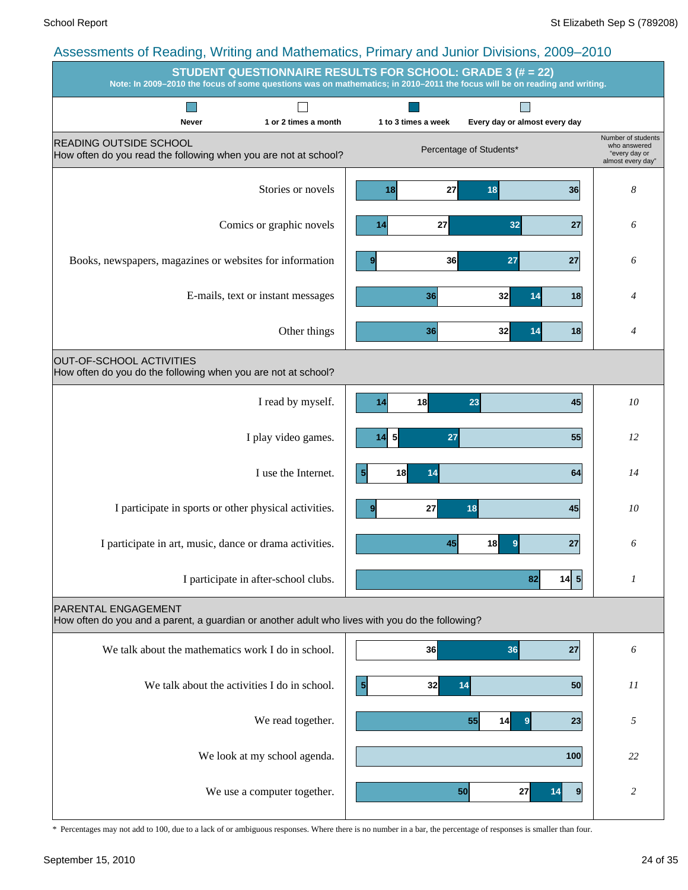## Assessments of Reading, Writing and Mathematics, Primary and Junior Divisions, 2009–2010

### STUDENT QUESTIONNAIRE RESULTS FOR SCHOOL: GRADE 3 (# = 22)

**Note: In 2009–2010 the focus of some questions was on mathematics; in 2010–2011 the focus will be on reading and writing.**

Percentage of Students*

| | Never | 1 or 2 times a month | 1 to 3 times a week | Every day or almost every day | Number of students who answered "every day or almost every day" |
|---|---|---|---|---|---|
| **READING OUTSIDE SCHOOL** How often do you read the following when you are not at school? | | | | | |
| Stories or novels | 18 | 27 | 18 | 36 | *8* |
| Comics or graphic novels | 14 | 27 | 32 | 27 | *6* |
| Books, newspapers, magazines or websites for information | 9 | 36 | 27 | 27 | *6* |
| E-mails, text or instant messages | 36 | 32 | 14 | 18 | *4* |
| Other things | 36 | 32 | 14 | 18 | *4* |
| **OUT-OF-SCHOOL ACTIVITIES** How often do you do the following when you are not at school? | | | | | |
| I read by myself. | 14 | 18 | 23 | 45 | *10* |
| I play video games. | 14 | 5 | 27 | 55 | *12* |
| I use the Internet. | 5 | 18 | 14 | 64 | *14* |
| I participate in sports or other physical activities. | 9 | 27 | 18 | 45 | *10* |
| I participate in art, music, dance or drama activities. | 45 | 18 | 9 | 27 | *6* |
| I participate in after-school clubs. | 82 | 14 | 5 | | *1* |
| **PARENTAL ENGAGEMENT** How often do you and a parent, a guardian or another adult who lives with you do the following? | | | | | |
| We talk about the mathematics work I do in school. | | 36 | 36 | 27 | *6* |
| We talk about the activities I do in school. | 5 | 32 | 14 | 50 | *11* |
| We read together. | 55 | 14 | 9 | 23 | *5* |
| We look at my school agenda. | | | | 100 | *22* |
| We use a computer together. | 50 | 27 | 14 | 9 | *2* |

\* Percentages may not add to 100, due to a lack of or ambiguous responses. Where there is no number in a bar, the percentage of responses is smaller than four.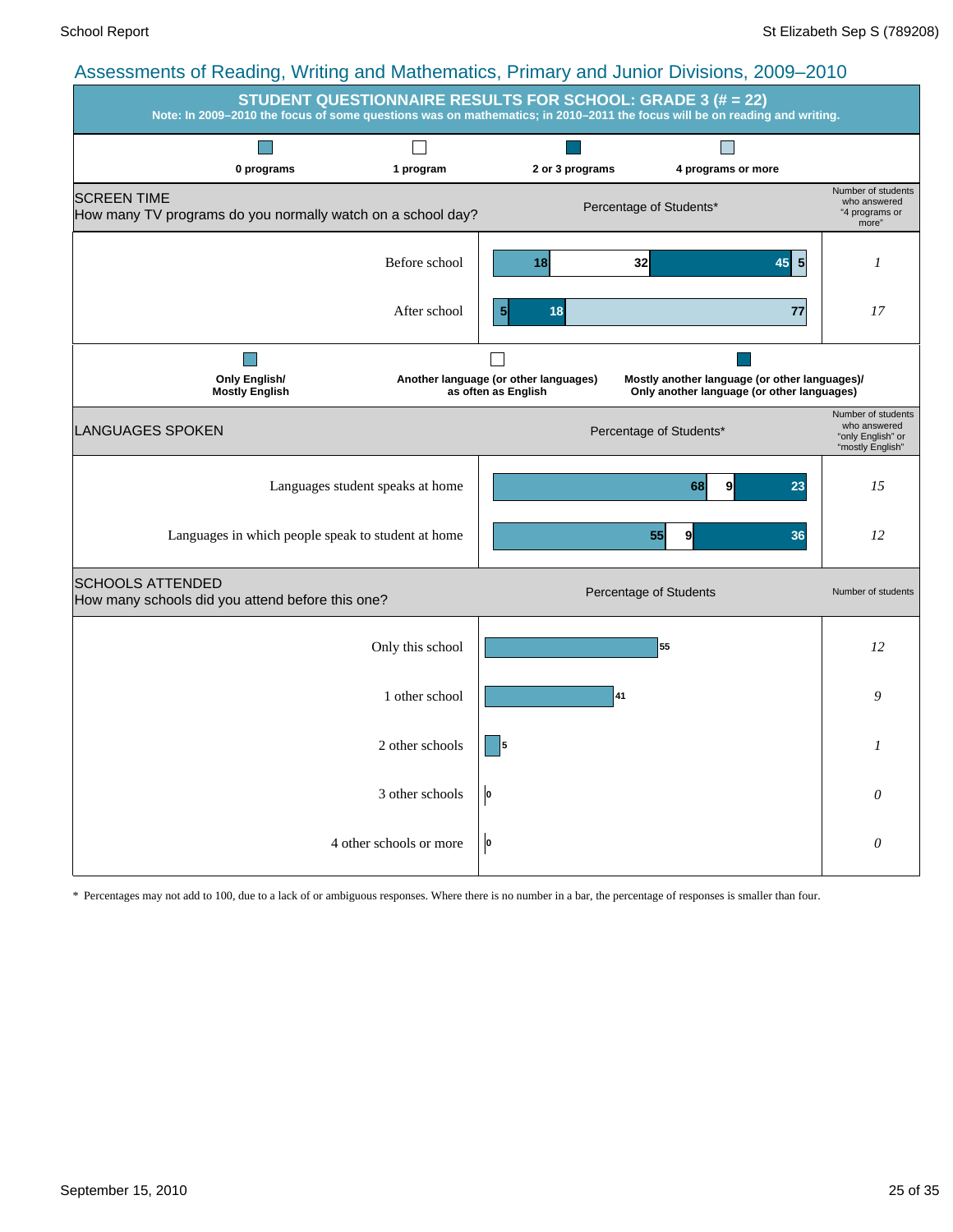## Assessments of Reading, Writing and Mathematics, Primary and Junior Divisions, 2009–2010

### STUDENT QUESTIONNAIRE RESULTS FOR SCHOOL: GRADE 3 (# = 22)

**Note: In 2009–2010 the focus of some questions was on mathematics; in 2010–2011 the focus will be on reading and writing.**

#### SCREEN TIME
How many TV programs do you normally watch on a school day?

Percentage of Students*

| | 0 programs | 1 program | 2 or 3 programs | 4 programs or more | Number of students who answered "4 programs or more" |
|---|---|---|---|---|---|
| Before school | 18 | 32 | 45 | 5 | 1 |
| After school | 5 | | 18 | 77 | 17 |

#### LANGUAGES SPOKEN

Percentage of Students*

| | Only English/ Mostly English | Another language (or other languages) as often as English | Mostly another language (or other languages)/ Only another language (or other languages) | Number of students who answered "only English" or "mostly English" |
|---|---|---|---|---|
| Languages student speaks at home | 68 | 9 | 23 | 15 |
| Languages in which people speak to student at home | 55 | 9 | 36 | 12 |

#### SCHOOLS ATTENDED
How many schools did you attend before this one?

| | Percentage of Students | Number of students |
|---|---|---|
| Only this school | 55 | 12 |
| 1 other school | 41 | 9 |
| 2 other schools | 5 | 1 |
| 3 other schools | 0 | 0 |
| 4 other schools or more | 0 | 0 |

* Percentages may not add to 100, due to a lack of or ambiguous responses. Where there is no number in a bar, the percentage of responses is smaller than four.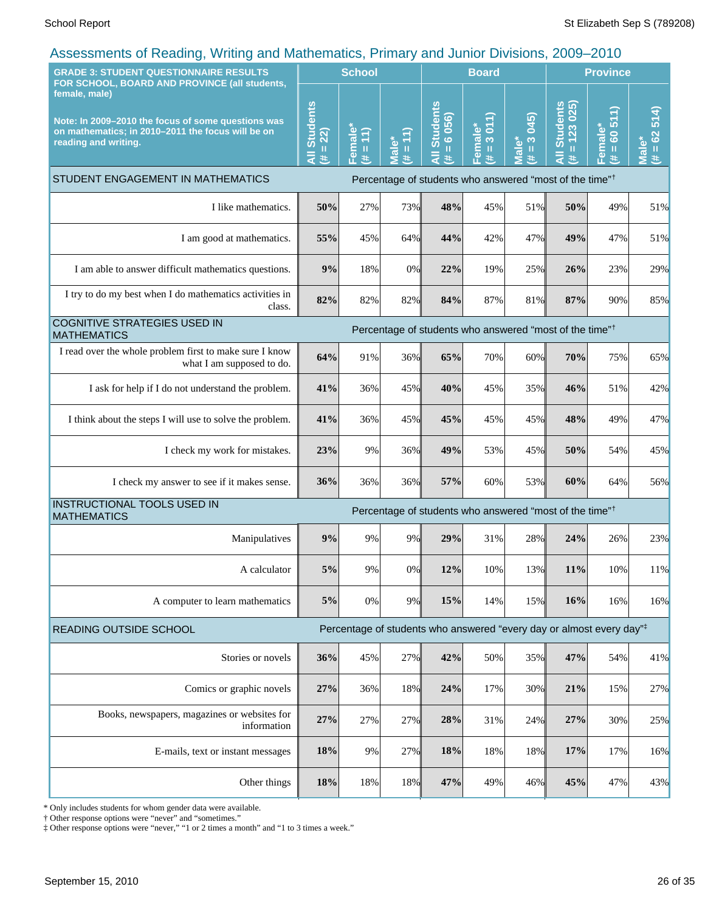## Assessments of Reading, Writing and Mathematics, Primary and Junior Divisions, 2009–2010

| GRADE 3: STUDENT QUESTIONNAIRE RESULTS FOR SCHOOL, BOARD AND PROVINCE (all students, female, male)<br><br>Note: In 2009–2010 the focus of some questions was on mathematics; in 2010–2011 the focus will be on reading and writing. | School | | | Board | | | Province | | |
|---|---|---|---|---|---|---|---|---|---|
| | All Students (# = 22) | Female* (# = 11) | Male* (# = 11) | All Students (# = 6 056) | Female* (# = 3 011) | Male* (# = 3 045) | All Students (# = 123 025) | Female* (# = 60 511) | Male* (# = 62 514) |
| **STUDENT ENGAGEMENT IN MATHEMATICS** | Percentage of students who answered "most of the time"† | | | | | | | | |
| I like mathematics. | **50%** | 27% | 73% | **48%** | 45% | 51% | **50%** | 49% | 51% |
| I am good at mathematics. | **55%** | 45% | 64% | **44%** | 42% | 47% | **49%** | 47% | 51% |
| I am able to answer difficult mathematics questions. | **9%** | 18% | 0% | **22%** | 19% | 25% | **26%** | 23% | 29% |
| I try to do my best when I do mathematics activities in class. | **82%** | 82% | 82% | **84%** | 87% | 81% | **87%** | 90% | 85% |
| **COGNITIVE STRATEGIES USED IN MATHEMATICS** | Percentage of students who answered "most of the time"† | | | | | | | | |
| I read over the whole problem first to make sure I know what I am supposed to do. | **64%** | 91% | 36% | **65%** | 70% | 60% | **70%** | 75% | 65% |
| I ask for help if I do not understand the problem. | **41%** | 36% | 45% | **40%** | 45% | 35% | **46%** | 51% | 42% |
| I think about the steps I will use to solve the problem. | **41%** | 36% | 45% | **45%** | 45% | 45% | **48%** | 49% | 47% |
| I check my work for mistakes. | **23%** | 9% | 36% | **49%** | 53% | 45% | **50%** | 54% | 45% |
| I check my answer to see if it makes sense. | **36%** | 36% | 36% | **57%** | 60% | 53% | **60%** | 64% | 56% |
| **INSTRUCTIONAL TOOLS USED IN MATHEMATICS** | Percentage of students who answered "most of the time"† | | | | | | | | |
| Manipulatives | **9%** | 9% | 9% | **29%** | 31% | 28% | **24%** | 26% | 23% |
| A calculator | **5%** | 9% | 0% | **12%** | 10% | 13% | **11%** | 10% | 11% |
| A computer to learn mathematics | **5%** | 0% | 9% | **15%** | 14% | 15% | **16%** | 16% | 16% |
| **READING OUTSIDE SCHOOL** | Percentage of students who answered "every day or almost every day"‡ | | | | | | | | |
| Stories or novels | **36%** | 45% | 27% | **42%** | 50% | 35% | **47%** | 54% | 41% |
| Comics or graphic novels | **27%** | 36% | 18% | **24%** | 17% | 30% | **21%** | 15% | 27% |
| Books, newspapers, magazines or websites for information | **27%** | 27% | 27% | **28%** | 31% | 24% | **27%** | 30% | 25% |
| E-mails, text or instant messages | **18%** | 9% | 27% | **18%** | 18% | 18% | **17%** | 17% | 16% |
| Other things | **18%** | 18% | 18% | **47%** | 49% | 46% | **45%** | 47% | 43% |

* Only includes students for whom gender data were available.
† Other response options were "never" and "sometimes."
‡ Other response options were "never," "1 or 2 times a month" and "1 to 3 times a week."

September 15, 2010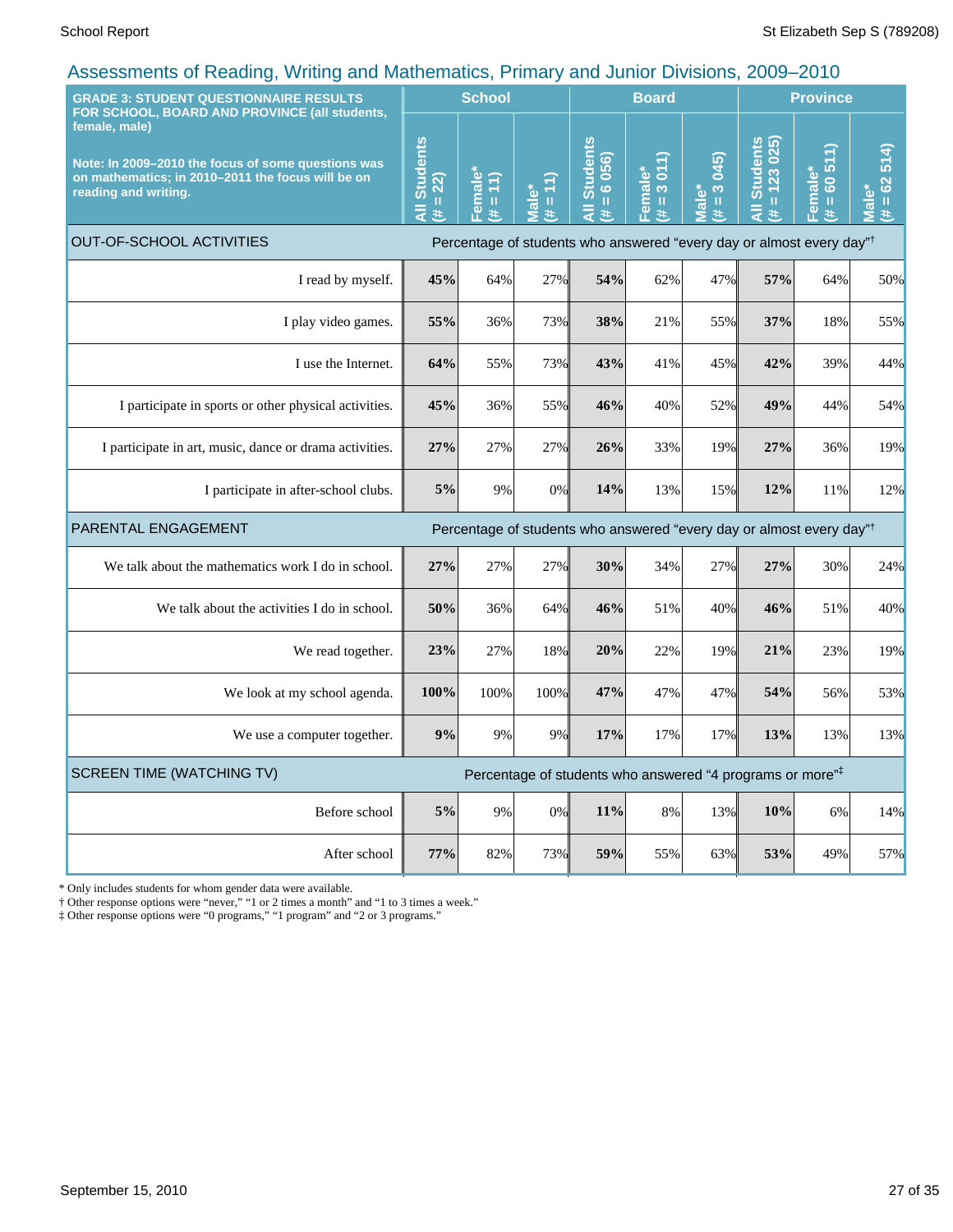# Assessments of Reading, Writing and Mathematics, Primary and Junior Divisions, 2009–2010

| GRADE 3: STUDENT QUESTIONNAIRE RESULTS FOR SCHOOL, BOARD AND PROVINCE (all students, female, male)<br><br>Note: In 2009–2010 the focus of some questions was on mathematics; in 2010–2011 the focus will be on reading and writing. | School | | | Board | | | Province | | |
|---|---|---|---|---|---|---|---|---|---|
| | All Students (# = 22) | Female* (# = 11) | Male* (# = 11) | All Students (# = 6 056) | Female* (# = 3 011) | Male* (# = 3 045) | All Students (# = 123 025) | Female* (# = 60 511) | Male* (# = 62 514) |
| **OUT-OF-SCHOOL ACTIVITIES** | Percentage of students who answered "every day or almost every day"† | | | | | | | | |
| I read by myself. | **45%** | 64% | 27% | **54%** | 62% | 47% | **57%** | 64% | 50% |
| I play video games. | **55%** | 36% | 73% | **38%** | 21% | 55% | **37%** | 18% | 55% |
| I use the Internet. | **64%** | 55% | 73% | **43%** | 41% | 45% | **42%** | 39% | 44% |
| I participate in sports or other physical activities. | **45%** | 36% | 55% | **46%** | 40% | 52% | **49%** | 44% | 54% |
| I participate in art, music, dance or drama activities. | **27%** | 27% | 27% | **26%** | 33% | 19% | **27%** | 36% | 19% |
| I participate in after-school clubs. | **5%** | 9% | 0% | **14%** | 13% | 15% | **12%** | 11% | 12% |
| **PARENTAL ENGAGEMENT** | Percentage of students who answered "every day or almost every day"† | | | | | | | | |
| We talk about the mathematics work I do in school. | **27%** | 27% | 27% | **30%** | 34% | 27% | **27%** | 30% | 24% |
| We talk about the activities I do in school. | **50%** | 36% | 64% | **46%** | 51% | 40% | **46%** | 51% | 40% |
| We read together. | **23%** | 27% | 18% | **20%** | 22% | 19% | **21%** | 23% | 19% |
| We look at my school agenda. | **100%** | 100% | 100% | **47%** | 47% | 47% | **54%** | 56% | 53% |
| We use a computer together. | **9%** | 9% | 9% | **17%** | 17% | 17% | **13%** | 13% | 13% |
| **SCREEN TIME (WATCHING TV)** | Percentage of students who answered "4 programs or more"‡ | | | | | | | | |
| Before school | **5%** | 9% | 0% | **11%** | 8% | 13% | **10%** | 6% | 14% |
| After school | **77%** | 82% | 73% | **59%** | 55% | 63% | **53%** | 49% | 57% |

\* Only includes students for whom gender data were available.
† Other response options were "never," "1 or 2 times a month" and "1 to 3 times a week."
‡ Other response options were "0 programs," "1 program" and "2 or 3 programs."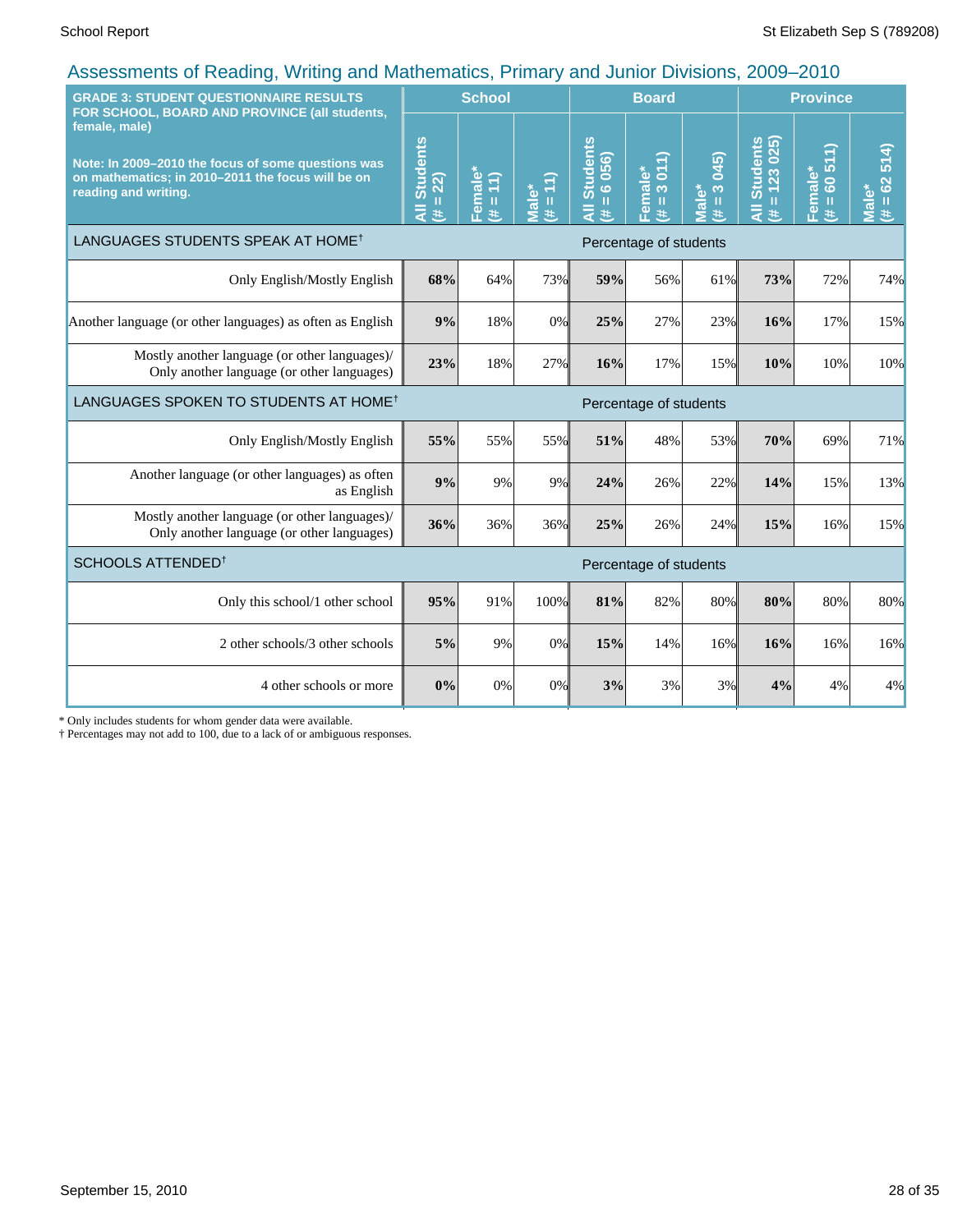## Assessments of Reading, Writing and Mathematics, Primary and Junior Divisions, 2009–2010

| GRADE 3: STUDENT QUESTIONNAIRE RESULTS FOR SCHOOL, BOARD AND PROVINCE (all students, female, male)<br><br>Note: In 2009–2010 the focus of some questions was on mathematics; in 2010–2011 the focus will be on reading and writing. | School | | | Board | | | Province | | |
|---|---|---|---|---|---|---|---|---|---|
| | All Students (# = 22) | Female* (# = 11) | Male* (# = 11) | All Students (# = 6 056) | Female* (# = 3 011) | Male* (# = 3 045) | All Students (# = 123 025) | Female* (# = 60 511) | Male* (# = 62 514) |
| **LANGUAGES STUDENTS SPEAK AT HOME†** | Percentage of students | | | | | | | | |
| Only English/Mostly English | **68%** | 64% | 73% | **59%** | 56% | 61% | **73%** | 72% | 74% |
| Another language (or other languages) as often as English | **9%** | 18% | 0% | **25%** | 27% | 23% | **16%** | 17% | 15% |
| Mostly another language (or other languages)/ Only another language (or other languages) | **23%** | 18% | 27% | **16%** | 17% | 15% | **10%** | 10% | 10% |
| **LANGUAGES SPOKEN TO STUDENTS AT HOME†** | Percentage of students | | | | | | | | |
| Only English/Mostly English | **55%** | 55% | 55% | **51%** | 48% | 53% | **70%** | 69% | 71% |
| Another language (or other languages) as often as English | **9%** | 9% | 9% | **24%** | 26% | 22% | **14%** | 15% | 13% |
| Mostly another language (or other languages)/ Only another language (or other languages) | **36%** | 36% | 36% | **25%** | 26% | 24% | **15%** | 16% | 15% |
| **SCHOOLS ATTENDED†** | Percentage of students | | | | | | | | |
| Only this school/1 other school | **95%** | 91% | 100% | **81%** | 82% | 80% | **80%** | 80% | 80% |
| 2 other schools/3 other schools | **5%** | 9% | 0% | **15%** | 14% | 16% | **16%** | 16% | 16% |
| 4 other schools or more | **0%** | 0% | 0% | **3%** | 3% | 3% | **4%** | 4% | 4% |

\* Only includes students for whom gender data were available.
† Percentages may not add to 100, due to a lack of or ambiguous responses.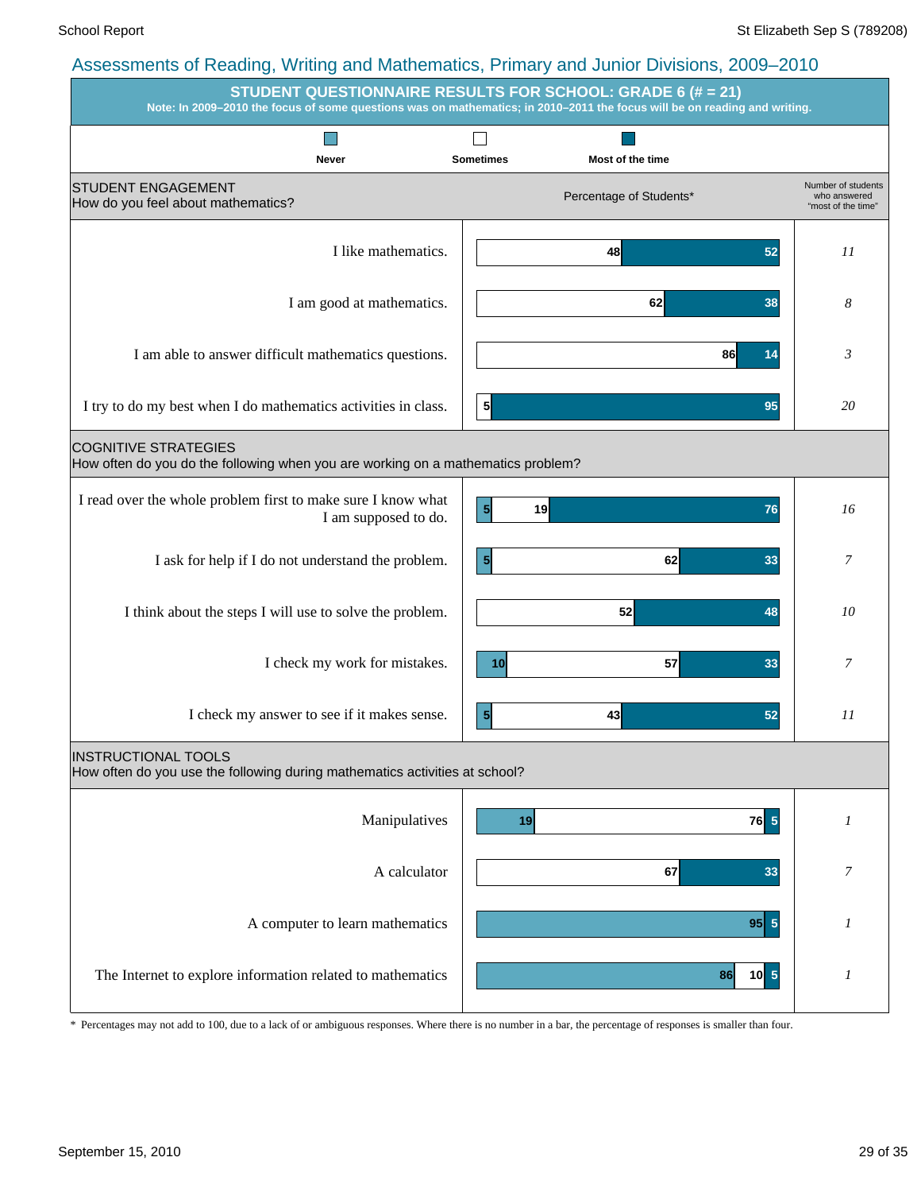# Assessments of Reading, Writing and Mathematics, Primary and Junior Divisions, 2009–2010

## STUDENT QUESTIONNAIRE RESULTS FOR SCHOOL: GRADE 6 (# = 21)

**Note: In 2009–2010 the focus of some questions was on mathematics; in 2010–2011 the focus will be on reading and writing.**

Legend: Never | Sometimes | Most of the time

### STUDENT ENGAGEMENT
How do you feel about mathematics?

| Statement | Never (%) | Sometimes (%) | Most of the time (%) | Number of students who answered "most of the time" |
|---|---|---|---|---|
| I like mathematics. | | 48 | 52 | *11* |
| I am good at mathematics. | | 62 | 38 | *8* |
| I am able to answer difficult mathematics questions. | | 86 | 14 | *3* |
| I try to do my best when I do mathematics activities in class. | | 5 | 95 | *20* |

### COGNITIVE STRATEGIES
How often do you do the following when you are working on a mathematics problem?

| Statement | Never (%) | Sometimes (%) | Most of the time (%) | Number of students who answered "most of the time" |
|---|---|---|---|---|
| I read over the whole problem first to make sure I know what I am supposed to do. | 5 | 19 | 76 | *16* |
| I ask for help if I do not understand the problem. | 5 | 62 | 33 | *7* |
| I think about the steps I will use to solve the problem. | | 52 | 48 | *10* |
| I check my work for mistakes. | 10 | 57 | 33 | *7* |
| I check my answer to see if it makes sense. | 5 | 43 | 52 | *11* |

### INSTRUCTIONAL TOOLS
How often do you use the following during mathematics activities at school?

| Statement | Never (%) | Sometimes (%) | Most of the time (%) | Number of students who answered "most of the time" |
|---|---|---|---|---|
| Manipulatives | 19 | 76 | 5 | *1* |
| A calculator | | 67 | 33 | *7* |
| A computer to learn mathematics | 95 | | 5 | *1* |
| The Internet to explore information related to mathematics | 86 | 10 | 5 | *1* |

\* Percentages may not add to 100, due to a lack of or ambiguous responses. Where there is no number in a bar, the percentage of responses is smaller than four.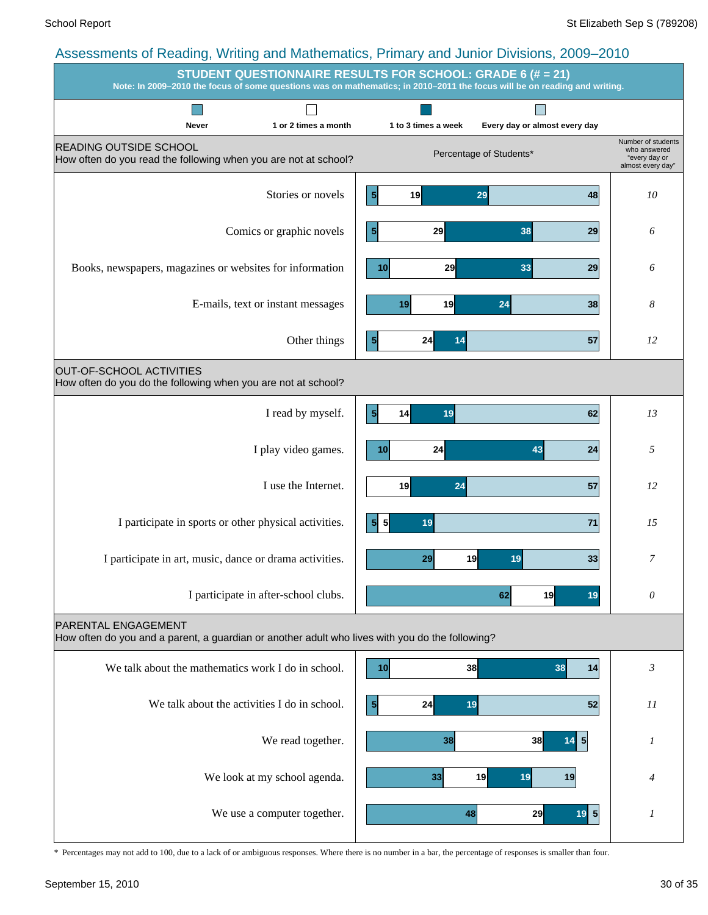## Assessments of Reading, Writing and Mathematics, Primary and Junior Divisions, 2009–2010

### STUDENT QUESTIONNAIRE RESULTS FOR SCHOOL: GRADE 6 (# = 21)

**Note: In 2009–2010 the focus of some questions was on mathematics; in 2010–2011 the focus will be on reading and writing.**

Percentage of Students*

| | Never | 1 or 2 times a month | 1 to 3 times a week | Every day or almost every day | Number of students who answered "every day or almost every day" |
|---|---|---|---|---|---|
| **READING OUTSIDE SCHOOL** How often do you read the following when you are not at school? | | | | | |
| Stories or novels | 5 | 19 | 29 | 48 | *10* |
| Comics or graphic novels | 5 | 29 | 38 | 29 | *6* |
| Books, newspapers, magazines or websites for information | 10 | 29 | 33 | 29 | *6* |
| E-mails, text or instant messages | 19 | 19 | 24 | 38 | *8* |
| Other things | 5 | 24 | 14 | 57 | *12* |
| **OUT-OF-SCHOOL ACTIVITIES** How often do you do the following when you are not at school? | | | | | |
| I read by myself. | 5 | 14 | 19 | 62 | *13* |
| I play video games. | 10 | 24 | 43 | 24 | *5* |
| I use the Internet. | | 19 | 24 | 57 | *12* |
| I participate in sports or other physical activities. | 5 | 5 | 19 | 71 | *15* |
| I participate in art, music, dance or drama activities. | 29 | 19 | 19 | 33 | *7* |
| I participate in after-school clubs. | 62 | 19 | 19 | | *0* |
| **PARENTAL ENGAGEMENT** How often do you and a parent, a guardian or another adult who lives with you do the following? | | | | | |
| We talk about the mathematics work I do in school. | 10 | 38 | 38 | 14 | *3* |
| We talk about the activities I do in school. | 5 | 24 | 19 | 52 | *11* |
| We read together. | 38 | 38 | 14 | 5 | *1* |
| We look at my school agenda. | 33 | 19 | 19 | 19 | *4* |
| We use a computer together. | 48 | 29 | 19 | 5 | *1* |

\* Percentages may not add to 100, due to a lack of or ambiguous responses. Where there is no number in a bar, the percentage of responses is smaller than four.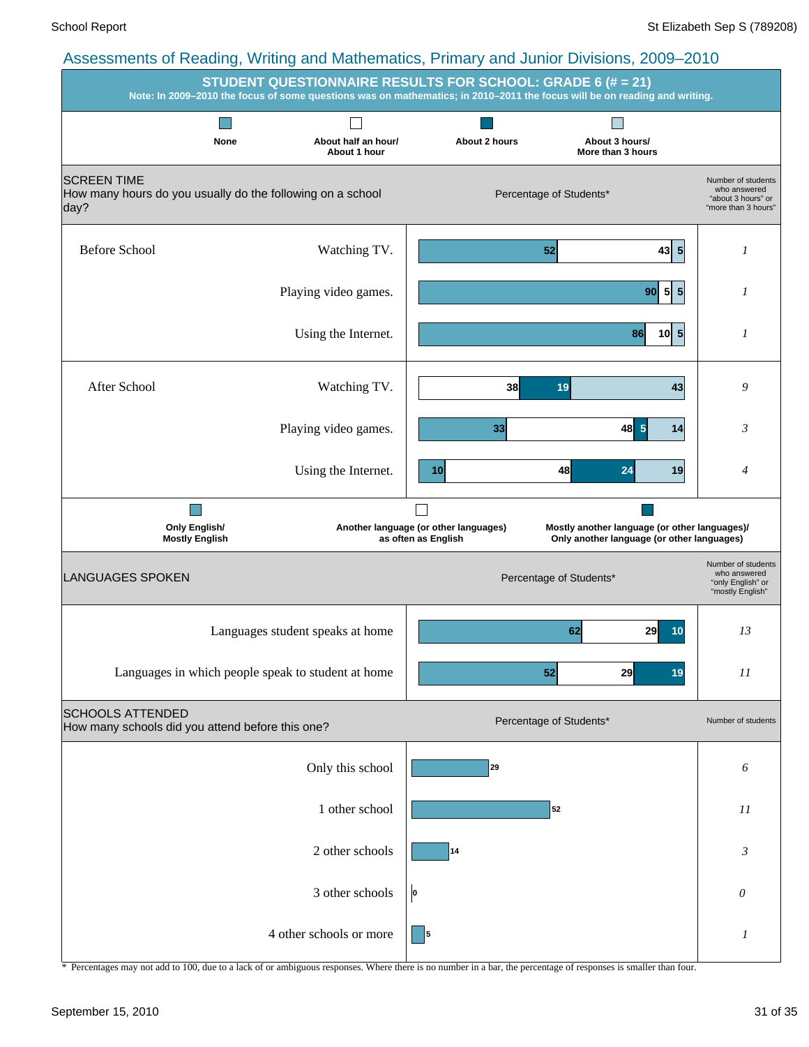# Assessments of Reading, Writing and Mathematics, Primary and Junior Divisions, 2009–2010

## STUDENT QUESTIONNAIRE RESULTS FOR SCHOOL: GRADE 6 (# = 21)

**Note: In 2009–2010 the focus of some questions was on mathematics; in 2010–2011 the focus will be on reading and writing.**

### SCREEN TIME

How many hours do you usually do the following on a school day?

Percentage of Students*

| | | None | About half an hour/ About 1 hour | About 2 hours | About 3 hours/ More than 3 hours | Number of students who answered "about 3 hours" or "more than 3 hours" |
|---|---|---|---|---|---|---|
| Before School | Watching TV. | 52 | 43 | | 5 | *1* |
| | Playing video games. | 90 | 5 | | 5 | *1* |
| | Using the Internet. | 86 | 10 | | 5 | *1* |
| After School | Watching TV. | | 38 | 19 | 43 | *9* |
| | Playing video games. | 33 | 48 | 5 | 14 | *3* |
| | Using the Internet. | 10 | 48 | 24 | 19 | *4* |

### LANGUAGES SPOKEN

Percentage of Students*

| | Only English/ Mostly English | Another language (or other languages) as often as English | Mostly another language (or other languages)/ Only another language (or other languages) | Number of students who answered "only English" or "mostly English" |
|---|---|---|---|---|
| Languages student speaks at home | 62 | 29 | 10 | *13* |
| Languages in which people speak to student at home | 52 | 29 | 19 | *11* |

### SCHOOLS ATTENDED

How many schools did you attend before this one?

| | Percentage of Students* | Number of students |
|---|---|---|
| Only this school | 29 | *6* |
| 1 other school | 52 | *11* |
| 2 other schools | 14 | *3* |
| 3 other schools | 0 | *0* |
| 4 other schools or more | 5 | *1* |

\* Percentages may not add to 100, due to a lack of or ambiguous responses. Where there is no number in a bar, the percentage of responses is smaller than four.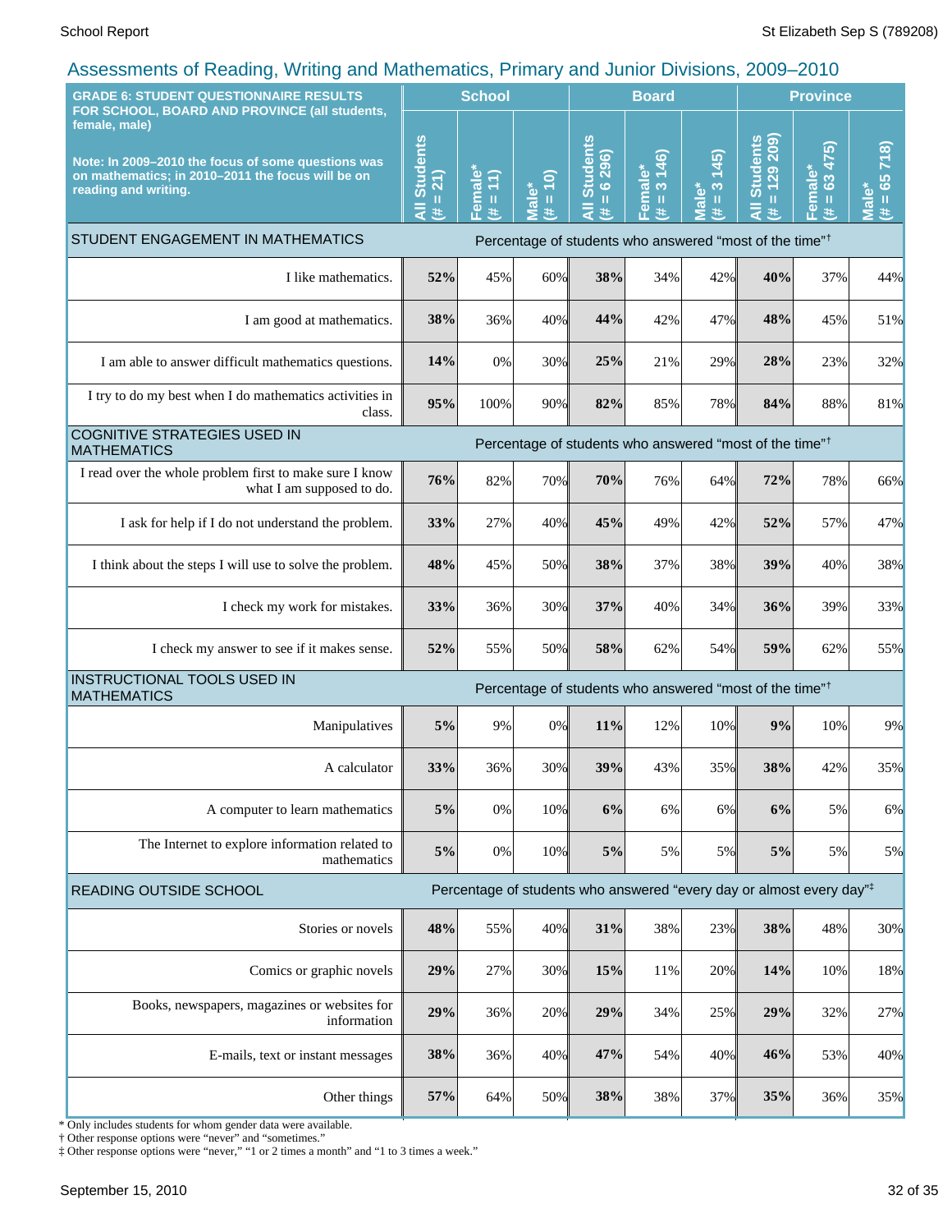## Assessments of Reading, Writing and Mathematics, Primary and Junior Divisions, 2009–2010

| GRADE 6: STUDENT QUESTIONNAIRE RESULTS FOR SCHOOL, BOARD AND PROVINCE (all students, female, male)<br><br>Note: In 2009–2010 the focus of some questions was on mathematics; in 2010–2011 the focus will be on reading and writing. | School | | | Board | | | Province | | |
|---|---|---|---|---|---|---|---|---|---|
| | All Students (# = 21) | Female* (# = 11) | Male* (# = 10) | All Students (# = 6 296) | Female* (# = 3 146) | Male* (# = 3 145) | All Students (# = 129 209) | Female* (# = 63 475) | Male* (# = 65 718) |
| **STUDENT ENGAGEMENT IN MATHEMATICS** | Percentage of students who answered "most of the time"† | | | | | | | | |
| I like mathematics. | **52%** | 45% | 60% | **38%** | 34% | 42% | **40%** | 37% | 44% |
| I am good at mathematics. | **38%** | 36% | 40% | **44%** | 42% | 47% | **48%** | 45% | 51% |
| I am able to answer difficult mathematics questions. | **14%** | 0% | 30% | **25%** | 21% | 29% | **28%** | 23% | 32% |
| I try to do my best when I do mathematics activities in class. | **95%** | 100% | 90% | **82%** | 85% | 78% | **84%** | 88% | 81% |
| **COGNITIVE STRATEGIES USED IN MATHEMATICS** | Percentage of students who answered "most of the time"† | | | | | | | | |
| I read over the whole problem first to make sure I know what I am supposed to do. | **76%** | 82% | 70% | **70%** | 76% | 64% | **72%** | 78% | 66% |
| I ask for help if I do not understand the problem. | **33%** | 27% | 40% | **45%** | 49% | 42% | **52%** | 57% | 47% |
| I think about the steps I will use to solve the problem. | **48%** | 45% | 50% | **38%** | 37% | 38% | **39%** | 40% | 38% |
| I check my work for mistakes. | **33%** | 36% | 30% | **37%** | 40% | 34% | **36%** | 39% | 33% |
| I check my answer to see if it makes sense. | **52%** | 55% | 50% | **58%** | 62% | 54% | **59%** | 62% | 55% |
| **INSTRUCTIONAL TOOLS USED IN MATHEMATICS** | Percentage of students who answered "most of the time"† | | | | | | | | |
| Manipulatives | **5%** | 9% | 0% | **11%** | 12% | 10% | **9%** | 10% | 9% |
| A calculator | **33%** | 36% | 30% | **39%** | 43% | 35% | **38%** | 42% | 35% |
| A computer to learn mathematics | **5%** | 0% | 10% | **6%** | 6% | 6% | **6%** | 5% | 6% |
| The Internet to explore information related to mathematics | **5%** | 0% | 10% | **5%** | 5% | 5% | **5%** | 5% | 5% |
| **READING OUTSIDE SCHOOL** | Percentage of students who answered "every day or almost every day"‡ | | | | | | | | |
| Stories or novels | **48%** | 55% | 40% | **31%** | 38% | 23% | **38%** | 48% | 30% |
| Comics or graphic novels | **29%** | 27% | 30% | **15%** | 11% | 20% | **14%** | 10% | 18% |
| Books, newspapers, magazines or websites for information | **29%** | 36% | 20% | **29%** | 34% | 25% | **29%** | 32% | 27% |
| E-mails, text or instant messages | **38%** | 36% | 40% | **47%** | 54% | 40% | **46%** | 53% | 40% |
| Other things | **57%** | 64% | 50% | **38%** | 38% | 37% | **35%** | 36% | 35% |

* Only includes students for whom gender data were available.
† Other response options were "never" and "sometimes."
‡ Other response options were "never," "1 or 2 times a month" and "1 to 3 times a week."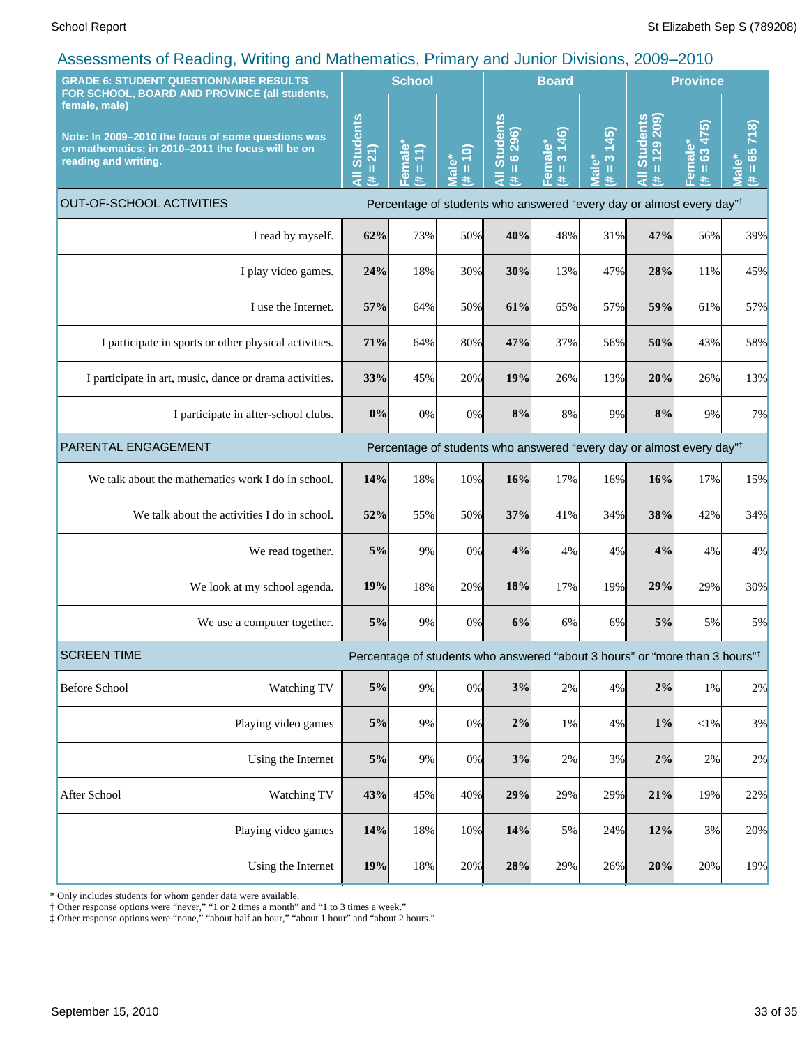## Assessments of Reading, Writing and Mathematics, Primary and Junior Divisions, 2009–2010

| GRADE 6: STUDENT QUESTIONNAIRE RESULTS FOR SCHOOL, BOARD AND PROVINCE (all students, female, male) Note: In 2009–2010 the focus of some questions was on mathematics; in 2010–2011 the focus will be on reading and writing. | School | | | Board | | | Province | | |
|---|---|---|---|---|---|---|---|---|---|
| | All Students (# = 21) | Female* (# = 11) | Male* (# = 10) | All Students (# = 6 296) | Female* (# = 3 146) | Male* (# = 3 145) | All Students (# = 129 209) | Female* (# = 63 475) | Male* (# = 65 718) |
| **OUT-OF-SCHOOL ACTIVITIES** | Percentage of students who answered "every day or almost every day"† | | | | | | | | |
| I read by myself. | **62%** | 73% | 50% | **40%** | 48% | 31% | **47%** | 56% | 39% |
| I play video games. | **24%** | 18% | 30% | **30%** | 13% | 47% | **28%** | 11% | 45% |
| I use the Internet. | **57%** | 64% | 50% | **61%** | 65% | 57% | **59%** | 61% | 57% |
| I participate in sports or other physical activities. | **71%** | 64% | 80% | **47%** | 37% | 56% | **50%** | 43% | 58% |
| I participate in art, music, dance or drama activities. | **33%** | 45% | 20% | **19%** | 26% | 13% | **20%** | 26% | 13% |
| I participate in after-school clubs. | **0%** | 0% | 0% | **8%** | 8% | 9% | **8%** | 9% | 7% |
| **PARENTAL ENGAGEMENT** | Percentage of students who answered "every day or almost every day"† | | | | | | | | |
| We talk about the mathematics work I do in school. | **14%** | 18% | 10% | **16%** | 17% | 16% | **16%** | 17% | 15% |
| We talk about the activities I do in school. | **52%** | 55% | 50% | **37%** | 41% | 34% | **38%** | 42% | 34% |
| We read together. | **5%** | 9% | 0% | **4%** | 4% | 4% | **4%** | 4% | 4% |
| We look at my school agenda. | **19%** | 18% | 20% | **18%** | 17% | 19% | **29%** | 29% | 30% |
| We use a computer together. | **5%** | 9% | 0% | **6%** | 6% | 6% | **5%** | 5% | 5% |
| **SCREEN TIME** | Percentage of students who answered "about 3 hours" or "more than 3 hours"‡ | | | | | | | | |
| Before School — Watching TV | **5%** | 9% | 0% | **3%** | 2% | 4% | **2%** | 1% | 2% |
| Playing video games | **5%** | 9% | 0% | **2%** | 1% | 4% | **1%** | <1% | 3% |
| Using the Internet | **5%** | 9% | 0% | **3%** | 2% | 3% | **2%** | 2% | 2% |
| After School — Watching TV | **43%** | 45% | 40% | **29%** | 29% | 29% | **21%** | 19% | 22% |
| Playing video games | **14%** | 18% | 10% | **14%** | 5% | 24% | **12%** | 3% | 20% |
| Using the Internet | **19%** | 18% | 20% | **28%** | 29% | 26% | **20%** | 20% | 19% |

* Only includes students for whom gender data were available.
† Other response options were "never," "1 or 2 times a month" and "1 to 3 times a week."
‡ Other response options were "none," "about half an hour," "about 1 hour" and "about 2 hours."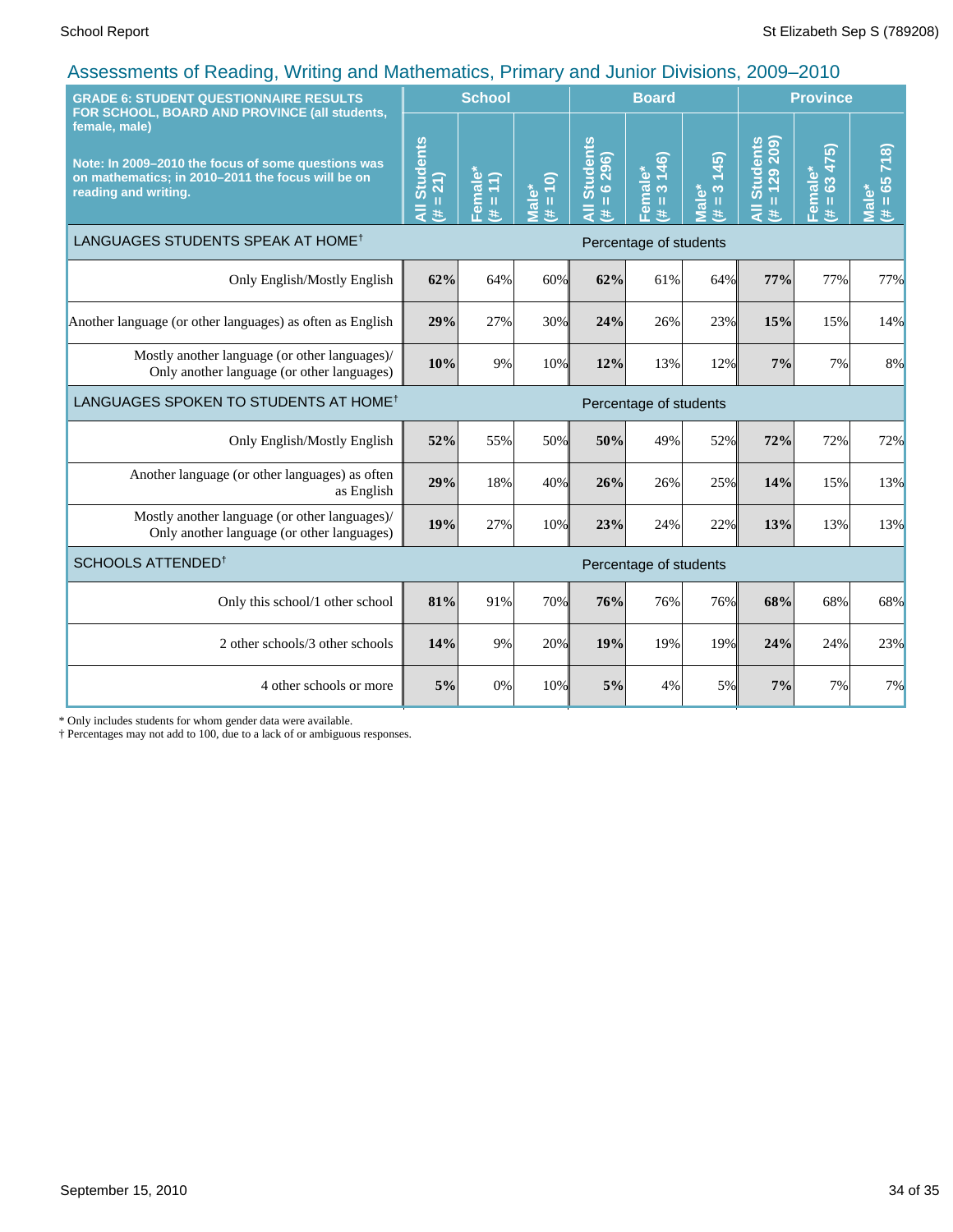# Assessments of Reading, Writing and Mathematics, Primary and Junior Divisions, 2009–2010

| GRADE 6: STUDENT QUESTIONNAIRE RESULTS FOR SCHOOL, BOARD AND PROVINCE (all students, female, male)<br><br>Note: In 2009–2010 the focus of some questions was on mathematics; in 2010–2011 the focus will be on reading and writing. | School | | | Board | | | Province | | |
|---|---|---|---|---|---|---|---|---|---|
| | All Students (# = 21) | Female* (# = 11) | Male* (# = 10) | All Students (# = 6 296) | Female* (# = 3 146) | Male* (# = 3 145) | All Students (# = 129 209) | Female* (# = 63 475) | Male* (# = 65 718) |
| **LANGUAGES STUDENTS SPEAK AT HOME†** | Percentage of students | | | | | | | | |
| Only English/Mostly English | **62%** | 64% | 60% | **62%** | 61% | 64% | **77%** | 77% | 77% |
| Another language (or other languages) as often as English | **29%** | 27% | 30% | **24%** | 26% | 23% | **15%** | 15% | 14% |
| Mostly another language (or other languages)/ Only another language (or other languages) | **10%** | 9% | 10% | **12%** | 13% | 12% | **7%** | 7% | 8% |
| **LANGUAGES SPOKEN TO STUDENTS AT HOME†** | Percentage of students | | | | | | | | |
| Only English/Mostly English | **52%** | 55% | 50% | **50%** | 49% | 52% | **72%** | 72% | 72% |
| Another language (or other languages) as often as English | **29%** | 18% | 40% | **26%** | 26% | 25% | **14%** | 15% | 13% |
| Mostly another language (or other languages)/ Only another language (or other languages) | **19%** | 27% | 10% | **23%** | 24% | 22% | **13%** | 13% | 13% |
| **SCHOOLS ATTENDED†** | Percentage of students | | | | | | | | |
| Only this school/1 other school | **81%** | 91% | 70% | **76%** | 76% | 76% | **68%** | 68% | 68% |
| 2 other schools/3 other schools | **14%** | 9% | 20% | **19%** | 19% | 19% | **24%** | 24% | 23% |
| 4 other schools or more | **5%** | 0% | 10% | **5%** | 4% | 5% | **7%** | 7% | 7% |

\* Only includes students for whom gender data were available.

† Percentages may not add to 100, due to a lack of or ambiguous responses.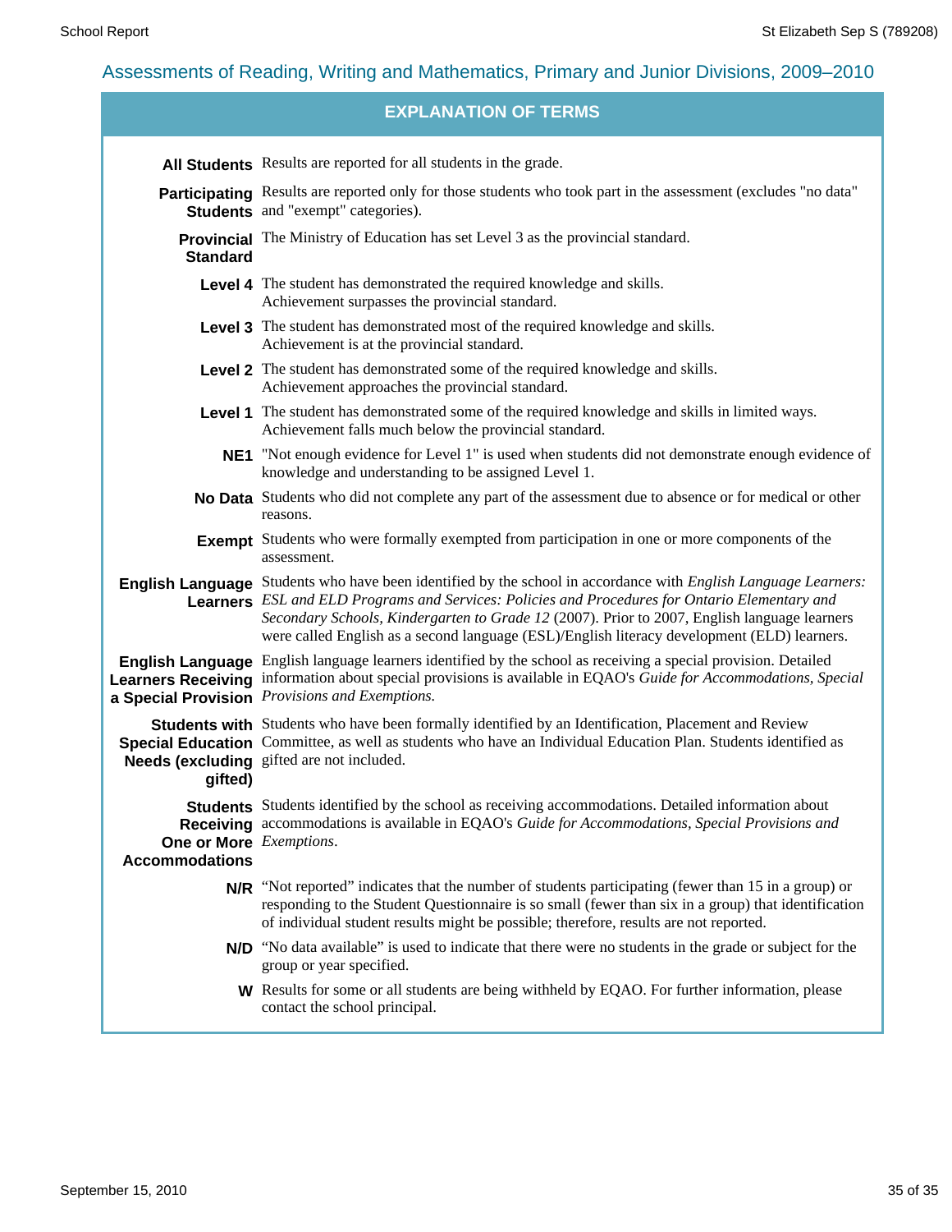## Assessments of Reading, Writing and Mathematics, Primary and Junior Divisions, 2009–2010

### EXPLANATION OF TERMS

**All Students** Results are reported for all students in the grade.

**Participating Students** Results are reported only for those students who took part in the assessment (excludes "no data" and "exempt" categories).

**Provincial Standard** The Ministry of Education has set Level 3 as the provincial standard.

**Level 4** The student has demonstrated the required knowledge and skills. Achievement surpasses the provincial standard.

**Level 3** The student has demonstrated most of the required knowledge and skills. Achievement is at the provincial standard.

**Level 2** The student has demonstrated some of the required knowledge and skills. Achievement approaches the provincial standard.

**Level 1** The student has demonstrated some of the required knowledge and skills in limited ways. Achievement falls much below the provincial standard.

**NE1** "Not enough evidence for Level 1" is used when students did not demonstrate enough evidence of knowledge and understanding to be assigned Level 1.

**No Data** Students who did not complete any part of the assessment due to absence or for medical or other reasons.

**Exempt** Students who were formally exempted from participation in one or more components of the assessment.

**English Language Learners** Students who have been identified by the school in accordance with *English Language Learners: ESL and ELD Programs and Services: Policies and Procedures for Ontario Elementary and Secondary Schools, Kindergarten to Grade 12* (2007). Prior to 2007, English language learners were called English as a second language (ESL)/English literacy development (ELD) learners.

**English Language Learners Receiving a Special Provision** English language learners identified by the school as receiving a special provision. Detailed information about special provisions is available in EQAO's *Guide for Accommodations, Special Provisions and Exemptions.*

**Students with Special Education Needs (excluding gifted)** Students who have been formally identified by an Identification, Placement and Review Committee, as well as students who have an Individual Education Plan. Students identified as gifted are not included.

**Students Receiving One or More Accommodations** Students identified by the school as receiving accommodations. Detailed information about accommodations is available in EQAO's *Guide for Accommodations, Special Provisions and Exemptions*.

**N/R** "Not reported" indicates that the number of students participating (fewer than 15 in a group) or responding to the Student Questionnaire is so small (fewer than six in a group) that identification of individual student results might be possible; therefore, results are not reported.

**N/D** "No data available" is used to indicate that there were no students in the grade or subject for the group or year specified.

**W** Results for some or all students are being withheld by EQAO. For further information, please contact the school principal.